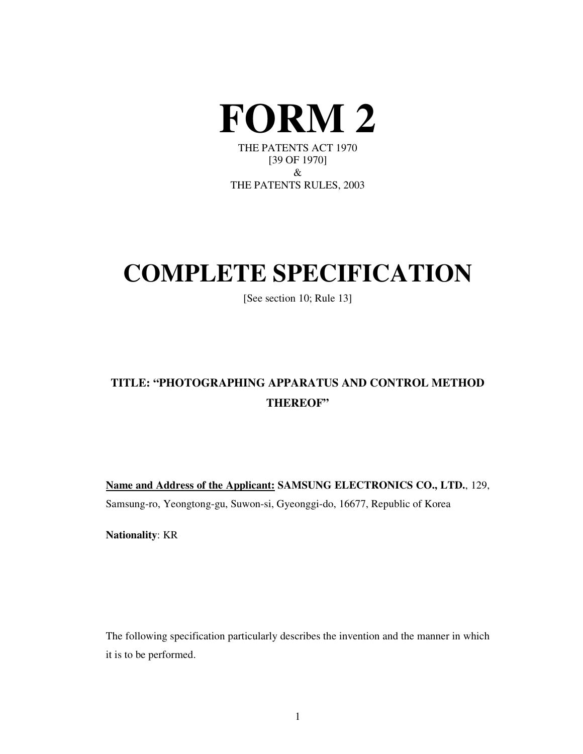# FORM 2

THE PATENTS ACT 1970
[39 OF 1970]
&
THE PATENTS RULES, 2003

# COMPLETE SPECIFICATION

[See section 10; Rule 13]

**TITLE: "PHOTOGRAPHING APPARATUS AND CONTROL METHOD THEREOF"**

**Name and Address of the Applicant:** **SAMSUNG ELECTRONICS CO., LTD.**, 129, Samsung-ro, Yeongtong-gu, Suwon-si, Gyeonggi-do, 16677, Republic of Korea

**Nationality**: KR

The following specification particularly describes the invention and the manner in which it is to be performed.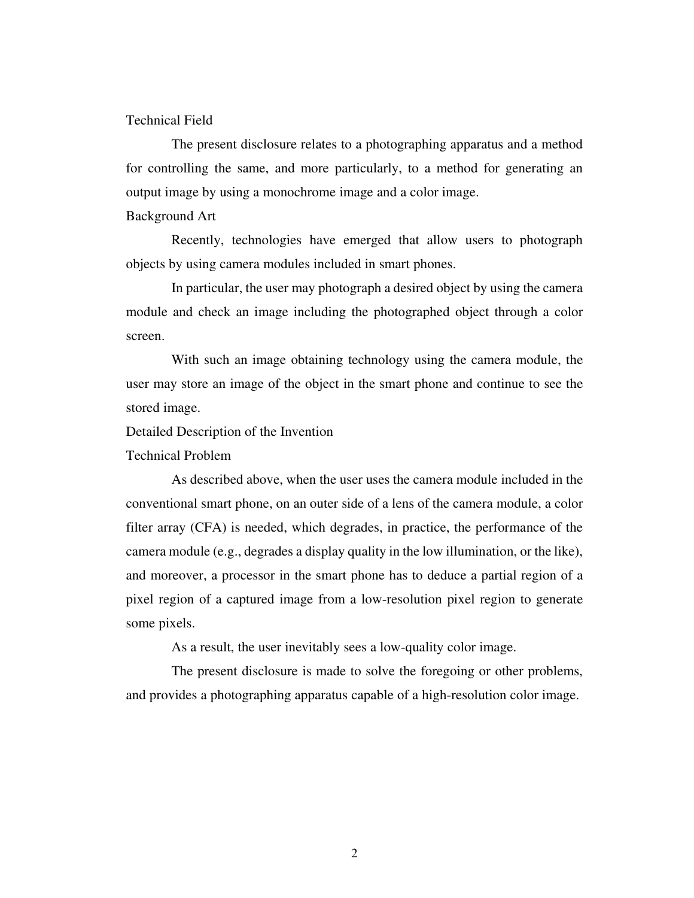## Technical Field

The present disclosure relates to a photographing apparatus and a method for controlling the same, and more particularly, to a method for generating an output image by using a monochrome image and a color image.

## Background Art

Recently, technologies have emerged that allow users to photograph objects by using camera modules included in smart phones.

In particular, the user may photograph a desired object by using the camera module and check an image including the photographed object through a color screen.

With such an image obtaining technology using the camera module, the user may store an image of the object in the smart phone and continue to see the stored image.

## Detailed Description of the Invention

### Technical Problem

As described above, when the user uses the camera module included in the conventional smart phone, on an outer side of a lens of the camera module, a color filter array (CFA) is needed, which degrades, in practice, the performance of the camera module (e.g., degrades a display quality in the low illumination, or the like), and moreover, a processor in the smart phone has to deduce a partial region of a pixel region of a captured image from a low-resolution pixel region to generate some pixels.

As a result, the user inevitably sees a low-quality color image.

The present disclosure is made to solve the foregoing or other problems, and provides a photographing apparatus capable of a high-resolution color image.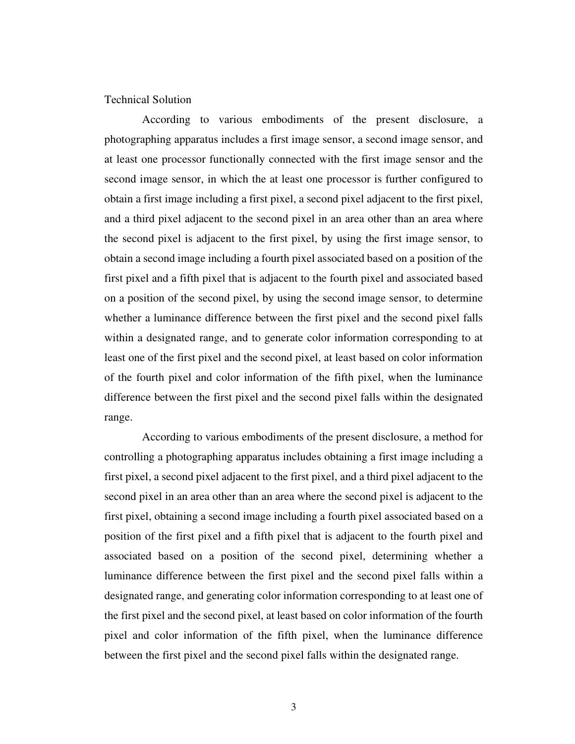## Technical Solution

According to various embodiments of the present disclosure, a photographing apparatus includes a first image sensor, a second image sensor, and at least one processor functionally connected with the first image sensor and the second image sensor, in which the at least one processor is further configured to obtain a first image including a first pixel, a second pixel adjacent to the first pixel, and a third pixel adjacent to the second pixel in an area other than an area where the second pixel is adjacent to the first pixel, by using the first image sensor, to obtain a second image including a fourth pixel associated based on a position of the first pixel and a fifth pixel that is adjacent to the fourth pixel and associated based on a position of the second pixel, by using the second image sensor, to determine whether a luminance difference between the first pixel and the second pixel falls within a designated range, and to generate color information corresponding to at least one of the first pixel and the second pixel, at least based on color information of the fourth pixel and color information of the fifth pixel, when the luminance difference between the first pixel and the second pixel falls within the designated range.

According to various embodiments of the present disclosure, a method for controlling a photographing apparatus includes obtaining a first image including a first pixel, a second pixel adjacent to the first pixel, and a third pixel adjacent to the second pixel in an area other than an area where the second pixel is adjacent to the first pixel, obtaining a second image including a fourth pixel associated based on a position of the first pixel and a fifth pixel that is adjacent to the fourth pixel and associated based on a position of the second pixel, determining whether a luminance difference between the first pixel and the second pixel falls within a designated range, and generating color information corresponding to at least one of the first pixel and the second pixel, at least based on color information of the fourth pixel and color information of the fifth pixel, when the luminance difference between the first pixel and the second pixel falls within the designated range.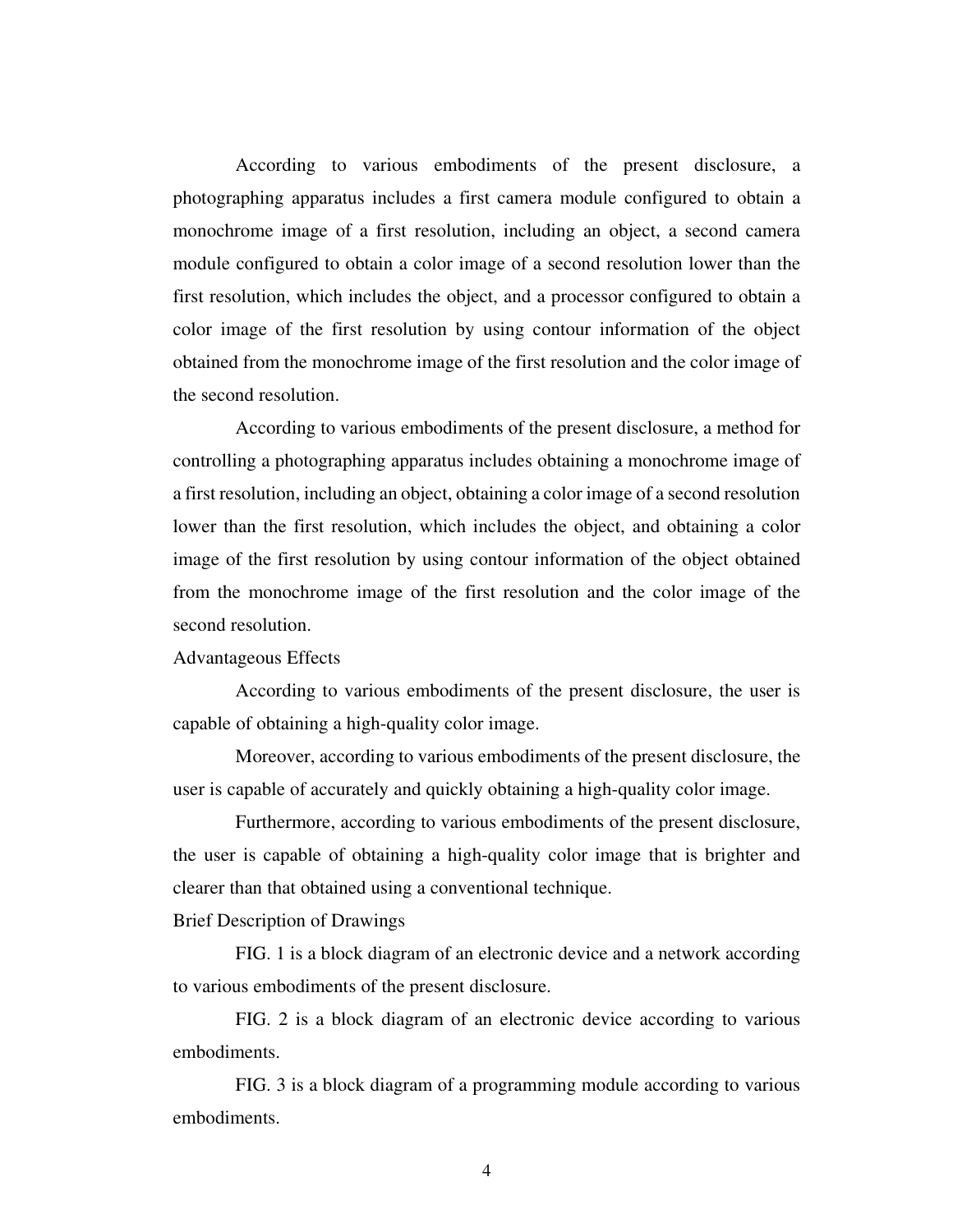According to various embodiments of the present disclosure, a photographing apparatus includes a first camera module configured to obtain a monochrome image of a first resolution, including an object, a second camera module configured to obtain a color image of a second resolution lower than the first resolution, which includes the object, and a processor configured to obtain a color image of the first resolution by using contour information of the object obtained from the monochrome image of the first resolution and the color image of the second resolution.

According to various embodiments of the present disclosure, a method for controlling a photographing apparatus includes obtaining a monochrome image of a first resolution, including an object, obtaining a color image of a second resolution lower than the first resolution, which includes the object, and obtaining a color image of the first resolution by using contour information of the object obtained from the monochrome image of the first resolution and the color image of the second resolution.

## Advantageous Effects

According to various embodiments of the present disclosure, the user is capable of obtaining a high-quality color image.

Moreover, according to various embodiments of the present disclosure, the user is capable of accurately and quickly obtaining a high-quality color image.

Furthermore, according to various embodiments of the present disclosure, the user is capable of obtaining a high-quality color image that is brighter and clearer than that obtained using a conventional technique.

## Brief Description of Drawings

FIG. 1 is a block diagram of an electronic device and a network according to various embodiments of the present disclosure.

FIG. 2 is a block diagram of an electronic device according to various embodiments.

FIG. 3 is a block diagram of a programming module according to various embodiments.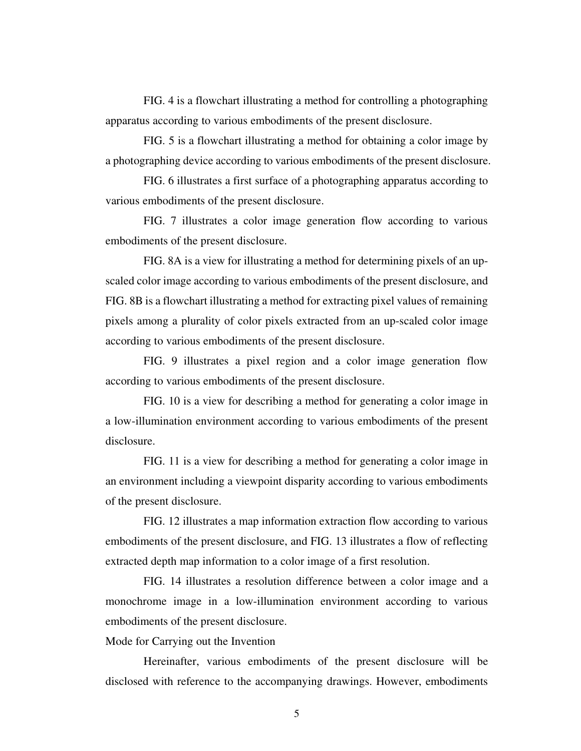FIG. 4 is a flowchart illustrating a method for controlling a photographing apparatus according to various embodiments of the present disclosure.

FIG. 5 is a flowchart illustrating a method for obtaining a color image by a photographing device according to various embodiments of the present disclosure.

FIG. 6 illustrates a first surface of a photographing apparatus according to various embodiments of the present disclosure.

FIG. 7 illustrates a color image generation flow according to various embodiments of the present disclosure.

FIG. 8A is a view for illustrating a method for determining pixels of an up-scaled color image according to various embodiments of the present disclosure, and FIG. 8B is a flowchart illustrating a method for extracting pixel values of remaining pixels among a plurality of color pixels extracted from an up-scaled color image according to various embodiments of the present disclosure.

FIG. 9 illustrates a pixel region and a color image generation flow according to various embodiments of the present disclosure.

FIG. 10 is a view for describing a method for generating a color image in a low-illumination environment according to various embodiments of the present disclosure.

FIG. 11 is a view for describing a method for generating a color image in an environment including a viewpoint disparity according to various embodiments of the present disclosure.

FIG. 12 illustrates a map information extraction flow according to various embodiments of the present disclosure, and FIG. 13 illustrates a flow of reflecting extracted depth map information to a color image of a first resolution.

FIG. 14 illustrates a resolution difference between a color image and a monochrome image in a low-illumination environment according to various embodiments of the present disclosure.

Mode for Carrying out the Invention

Hereinafter, various embodiments of the present disclosure will be disclosed with reference to the accompanying drawings. However, embodiments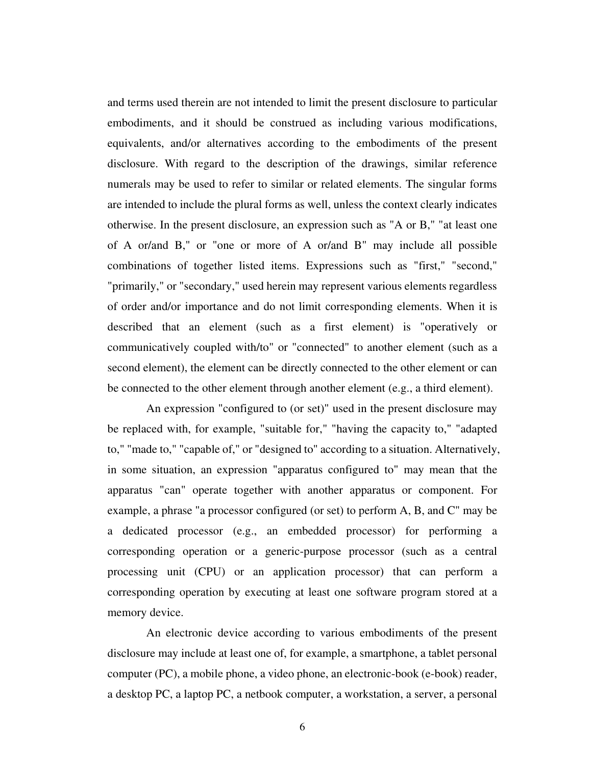and terms used therein are not intended to limit the present disclosure to particular embodiments, and it should be construed as including various modifications, equivalents, and/or alternatives according to the embodiments of the present disclosure. With regard to the description of the drawings, similar reference numerals may be used to refer to similar or related elements. The singular forms are intended to include the plural forms as well, unless the context clearly indicates otherwise. In the present disclosure, an expression such as "A or B," "at least one of A or/and B," or "one or more of A or/and B" may include all possible combinations of together listed items. Expressions such as "first," "second," "primarily," or "secondary," used herein may represent various elements regardless of order and/or importance and do not limit corresponding elements. When it is described that an element (such as a first element) is "operatively or communicatively coupled with/to" or "connected" to another element (such as a second element), the element can be directly connected to the other element or can be connected to the other element through another element (e.g., a third element).

An expression "configured to (or set)" used in the present disclosure may be replaced with, for example, "suitable for," "having the capacity to," "adapted to," "made to," "capable of," or "designed to" according to a situation. Alternatively, in some situation, an expression "apparatus configured to" may mean that the apparatus "can" operate together with another apparatus or component. For example, a phrase "a processor configured (or set) to perform A, B, and C" may be a dedicated processor (e.g., an embedded processor) for performing a corresponding operation or a generic-purpose processor (such as a central processing unit (CPU) or an application processor) that can perform a corresponding operation by executing at least one software program stored at a memory device.

An electronic device according to various embodiments of the present disclosure may include at least one of, for example, a smartphone, a tablet personal computer (PC), a mobile phone, a video phone, an electronic-book (e-book) reader, a desktop PC, a laptop PC, a netbook computer, a workstation, a server, a personal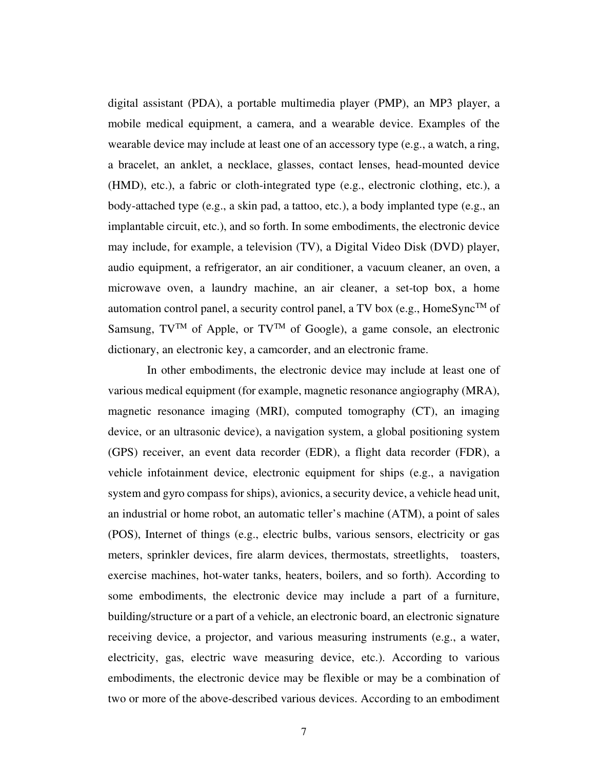digital assistant (PDA), a portable multimedia player (PMP), an MP3 player, a mobile medical equipment, a camera, and a wearable device. Examples of the wearable device may include at least one of an accessory type (e.g., a watch, a ring, a bracelet, an anklet, a necklace, glasses, contact lenses, head-mounted device (HMD), etc.), a fabric or cloth-integrated type (e.g., electronic clothing, etc.), a body-attached type (e.g., a skin pad, a tattoo, etc.), a body implanted type (e.g., an implantable circuit, etc.), and so forth. In some embodiments, the electronic device may include, for example, a television (TV), a Digital Video Disk (DVD) player, audio equipment, a refrigerator, an air conditioner, a vacuum cleaner, an oven, a microwave oven, a laundry machine, an air cleaner, a set-top box, a home automation control panel, a security control panel, a TV box (e.g., HomeSync$^{TM}$ of Samsung, TV$^{TM}$ of Apple, or TV$^{TM}$ of Google), a game console, an electronic dictionary, an electronic key, a camcorder, and an electronic frame.

In other embodiments, the electronic device may include at least one of various medical equipment (for example, magnetic resonance angiography (MRA), magnetic resonance imaging (MRI), computed tomography (CT), an imaging device, or an ultrasonic device), a navigation system, a global positioning system (GPS) receiver, an event data recorder (EDR), a flight data recorder (FDR), a vehicle infotainment device, electronic equipment for ships (e.g., a navigation system and gyro compass for ships), avionics, a security device, a vehicle head unit, an industrial or home robot, an automatic teller's machine (ATM), a point of sales (POS), Internet of things (e.g., electric bulbs, various sensors, electricity or gas meters, sprinkler devices, fire alarm devices, thermostats, streetlights, toasters, exercise machines, hot-water tanks, heaters, boilers, and so forth). According to some embodiments, the electronic device may include a part of a furniture, building/structure or a part of a vehicle, an electronic board, an electronic signature receiving device, a projector, and various measuring instruments (e.g., a water, electricity, gas, electric wave measuring device, etc.). According to various embodiments, the electronic device may be flexible or may be a combination of two or more of the above-described various devices. According to an embodiment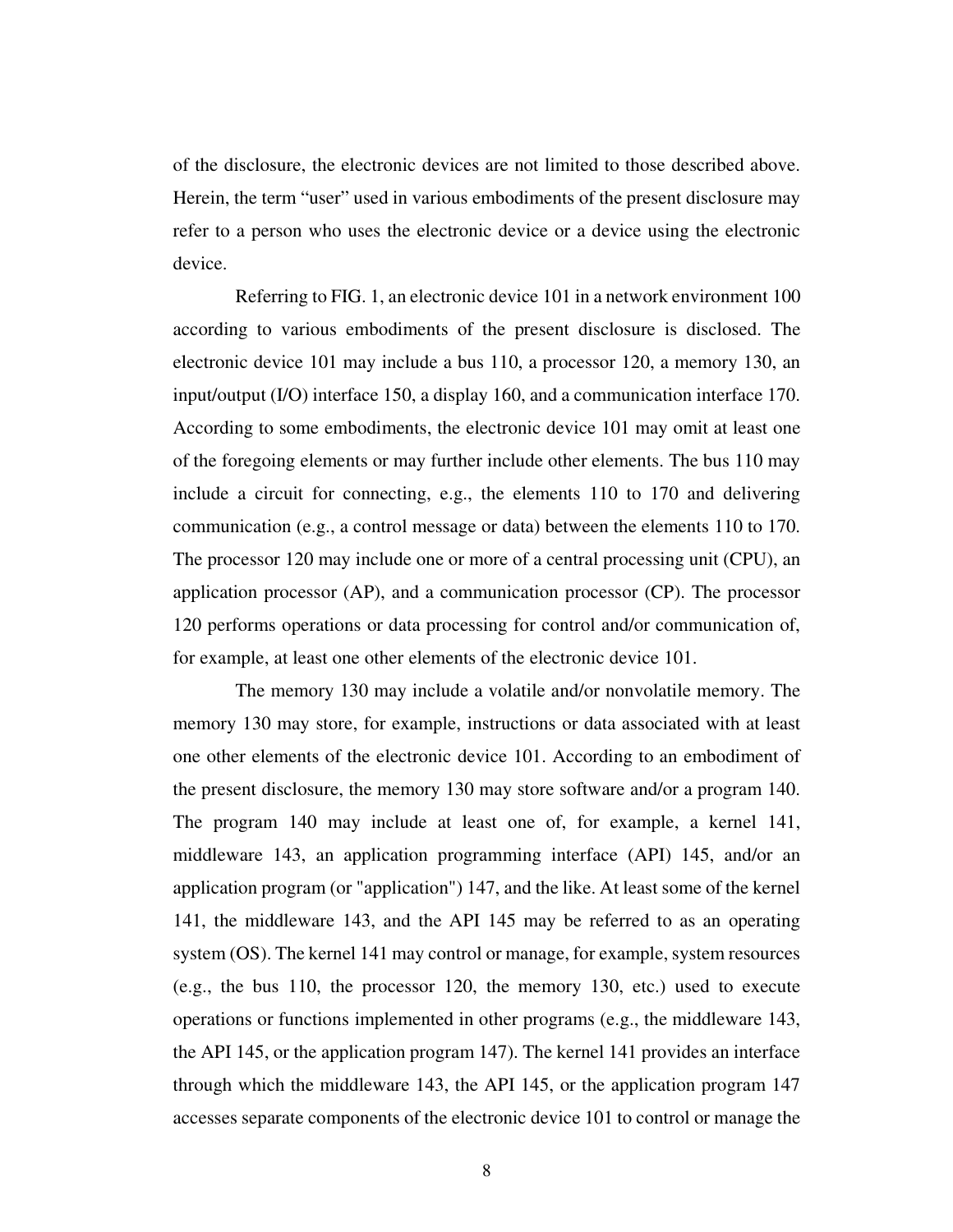of the disclosure, the electronic devices are not limited to those described above. Herein, the term “user” used in various embodiments of the present disclosure may refer to a person who uses the electronic device or a device using the electronic device.

Referring to FIG. 1, an electronic device 101 in a network environment 100 according to various embodiments of the present disclosure is disclosed. The electronic device 101 may include a bus 110, a processor 120, a memory 130, an input/output (I/O) interface 150, a display 160, and a communication interface 170. According to some embodiments, the electronic device 101 may omit at least one of the foregoing elements or may further include other elements. The bus 110 may include a circuit for connecting, e.g., the elements 110 to 170 and delivering communication (e.g., a control message or data) between the elements 110 to 170. The processor 120 may include one or more of a central processing unit (CPU), an application processor (AP), and a communication processor (CP). The processor 120 performs operations or data processing for control and/or communication of, for example, at least one other elements of the electronic device 101.

The memory 130 may include a volatile and/or nonvolatile memory. The memory 130 may store, for example, instructions or data associated with at least one other elements of the electronic device 101. According to an embodiment of the present disclosure, the memory 130 may store software and/or a program 140. The program 140 may include at least one of, for example, a kernel 141, middleware 143, an application programming interface (API) 145, and/or an application program (or "application") 147, and the like. At least some of the kernel 141, the middleware 143, and the API 145 may be referred to as an operating system (OS). The kernel 141 may control or manage, for example, system resources (e.g., the bus 110, the processor 120, the memory 130, etc.) used to execute operations or functions implemented in other programs (e.g., the middleware 143, the API 145, or the application program 147). The kernel 141 provides an interface through which the middleware 143, the API 145, or the application program 147 accesses separate components of the electronic device 101 to control or manage the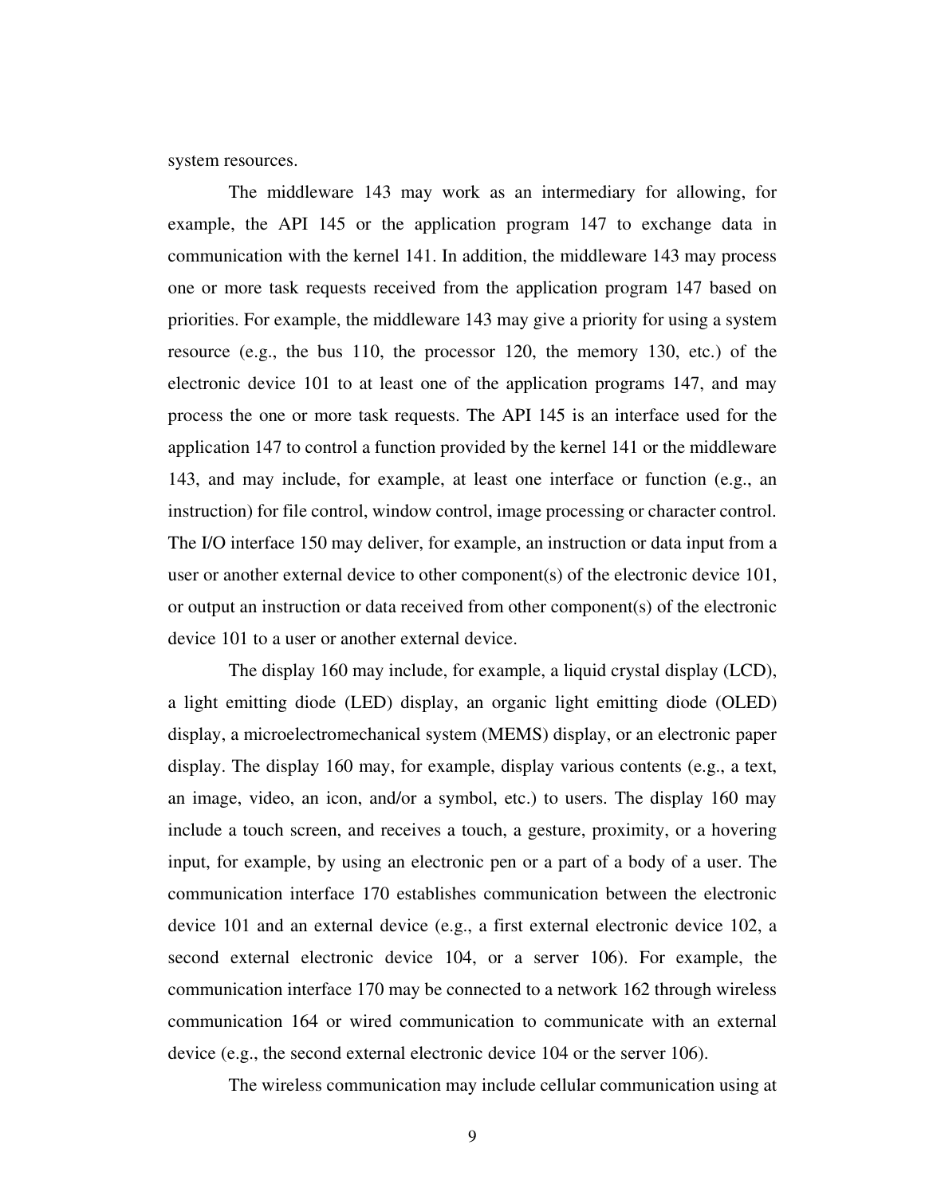system resources.

The middleware 143 may work as an intermediary for allowing, for example, the API 145 or the application program 147 to exchange data in communication with the kernel 141. In addition, the middleware 143 may process one or more task requests received from the application program 147 based on priorities. For example, the middleware 143 may give a priority for using a system resource (e.g., the bus 110, the processor 120, the memory 130, etc.) of the electronic device 101 to at least one of the application programs 147, and may process the one or more task requests. The API 145 is an interface used for the application 147 to control a function provided by the kernel 141 or the middleware 143, and may include, for example, at least one interface or function (e.g., an instruction) for file control, window control, image processing or character control. The I/O interface 150 may deliver, for example, an instruction or data input from a user or another external device to other component(s) of the electronic device 101, or output an instruction or data received from other component(s) of the electronic device 101 to a user or another external device.

The display 160 may include, for example, a liquid crystal display (LCD), a light emitting diode (LED) display, an organic light emitting diode (OLED) display, a microelectromechanical system (MEMS) display, or an electronic paper display. The display 160 may, for example, display various contents (e.g., a text, an image, video, an icon, and/or a symbol, etc.) to users. The display 160 may include a touch screen, and receives a touch, a gesture, proximity, or a hovering input, for example, by using an electronic pen or a part of a body of a user. The communication interface 170 establishes communication between the electronic device 101 and an external device (e.g., a first external electronic device 102, a second external electronic device 104, or a server 106). For example, the communication interface 170 may be connected to a network 162 through wireless communication 164 or wired communication to communicate with an external device (e.g., the second external electronic device 104 or the server 106).

The wireless communication may include cellular communication using at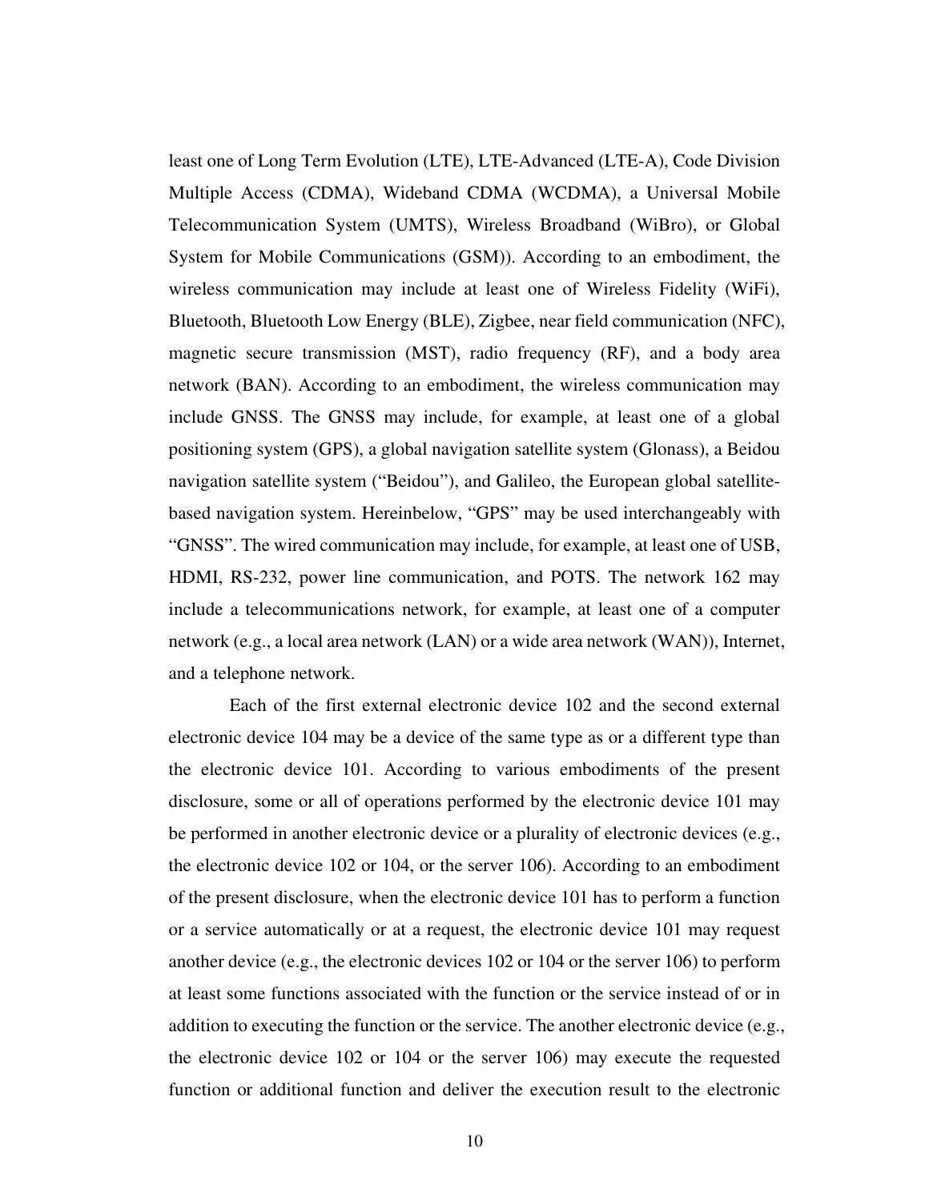least one of Long Term Evolution (LTE), LTE-Advanced (LTE-A), Code Division Multiple Access (CDMA), Wideband CDMA (WCDMA), a Universal Mobile Telecommunication System (UMTS), Wireless Broadband (WiBro), or Global System for Mobile Communications (GSM)). According to an embodiment, the wireless communication may include at least one of Wireless Fidelity (WiFi), Bluetooth, Bluetooth Low Energy (BLE), Zigbee, near field communication (NFC), magnetic secure transmission (MST), radio frequency (RF), and a body area network (BAN). According to an embodiment, the wireless communication may include GNSS. The GNSS may include, for example, at least one of a global positioning system (GPS), a global navigation satellite system (Glonass), a Beidou navigation satellite system (“Beidou”), and Galileo, the European global satellite-based navigation system. Hereinbelow, “GPS” may be used interchangeably with “GNSS”. The wired communication may include, for example, at least one of USB, HDMI, RS-232, power line communication, and POTS. The network 162 may include a telecommunications network, for example, at least one of a computer network (e.g., a local area network (LAN) or a wide area network (WAN)), Internet, and a telephone network.

Each of the first external electronic device 102 and the second external electronic device 104 may be a device of the same type as or a different type than the electronic device 101. According to various embodiments of the present disclosure, some or all of operations performed by the electronic device 101 may be performed in another electronic device or a plurality of electronic devices (e.g., the electronic device 102 or 104, or the server 106). According to an embodiment of the present disclosure, when the electronic device 101 has to perform a function or a service automatically or at a request, the electronic device 101 may request another device (e.g., the electronic devices 102 or 104 or the server 106) to perform at least some functions associated with the function or the service instead of or in addition to executing the function or the service. The another electronic device (e.g., the electronic device 102 or 104 or the server 106) may execute the requested function or additional function and deliver the execution result to the electronic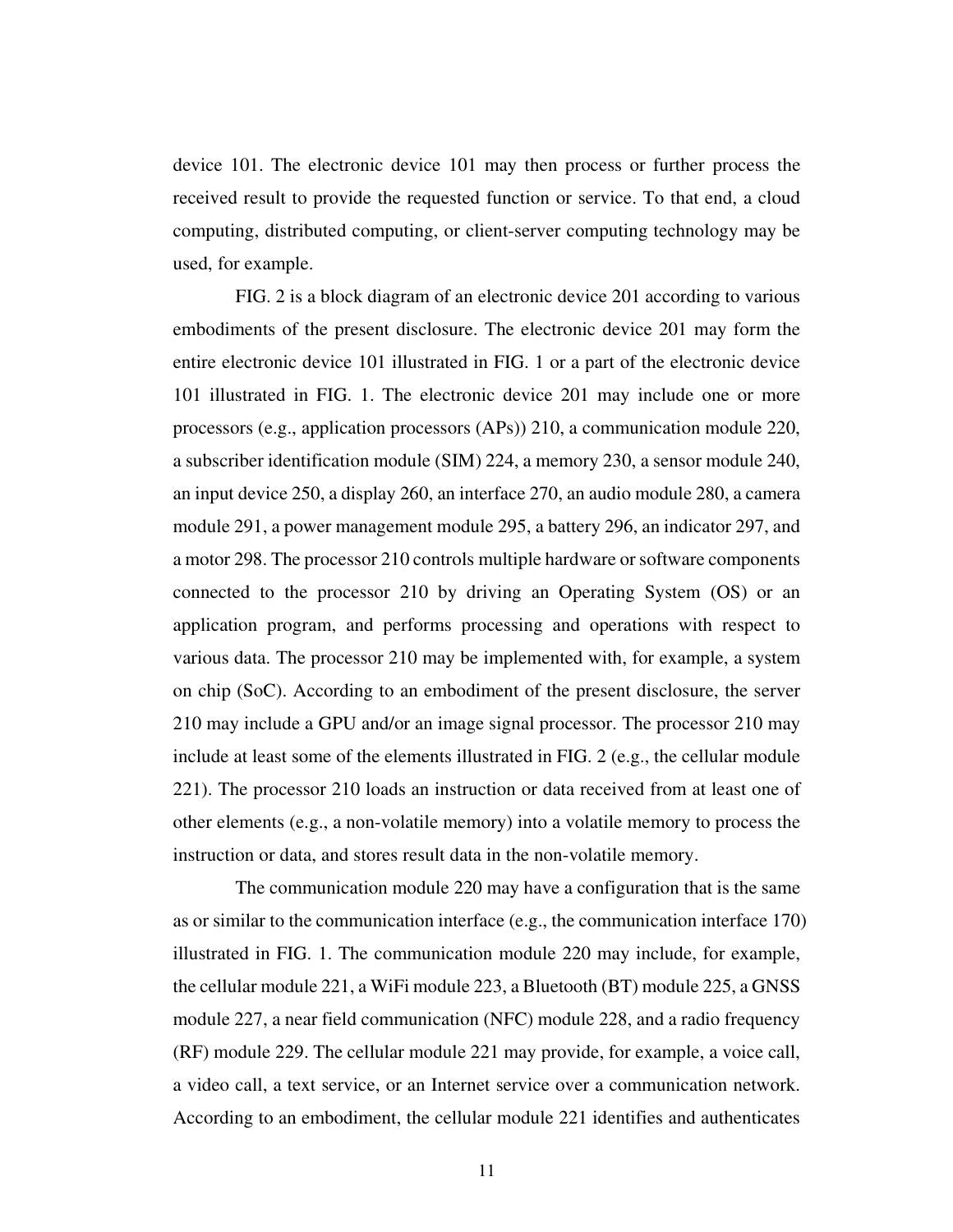device 101. The electronic device 101 may then process or further process the received result to provide the requested function or service. To that end, a cloud computing, distributed computing, or client-server computing technology may be used, for example.

FIG. 2 is a block diagram of an electronic device 201 according to various embodiments of the present disclosure. The electronic device 201 may form the entire electronic device 101 illustrated in FIG. 1 or a part of the electronic device 101 illustrated in FIG. 1. The electronic device 201 may include one or more processors (e.g., application processors (APs)) 210, a communication module 220, a subscriber identification module (SIM) 224, a memory 230, a sensor module 240, an input device 250, a display 260, an interface 270, an audio module 280, a camera module 291, a power management module 295, a battery 296, an indicator 297, and a motor 298. The processor 210 controls multiple hardware or software components connected to the processor 210 by driving an Operating System (OS) or an application program, and performs processing and operations with respect to various data. The processor 210 may be implemented with, for example, a system on chip (SoC). According to an embodiment of the present disclosure, the server 210 may include a GPU and/or an image signal processor. The processor 210 may include at least some of the elements illustrated in FIG. 2 (e.g., the cellular module 221). The processor 210 loads an instruction or data received from at least one of other elements (e.g., a non-volatile memory) into a volatile memory to process the instruction or data, and stores result data in the non-volatile memory.

The communication module 220 may have a configuration that is the same as or similar to the communication interface (e.g., the communication interface 170) illustrated in FIG. 1. The communication module 220 may include, for example, the cellular module 221, a WiFi module 223, a Bluetooth (BT) module 225, a GNSS module 227, a near field communication (NFC) module 228, and a radio frequency (RF) module 229. The cellular module 221 may provide, for example, a voice call, a video call, a text service, or an Internet service over a communication network. According to an embodiment, the cellular module 221 identifies and authenticates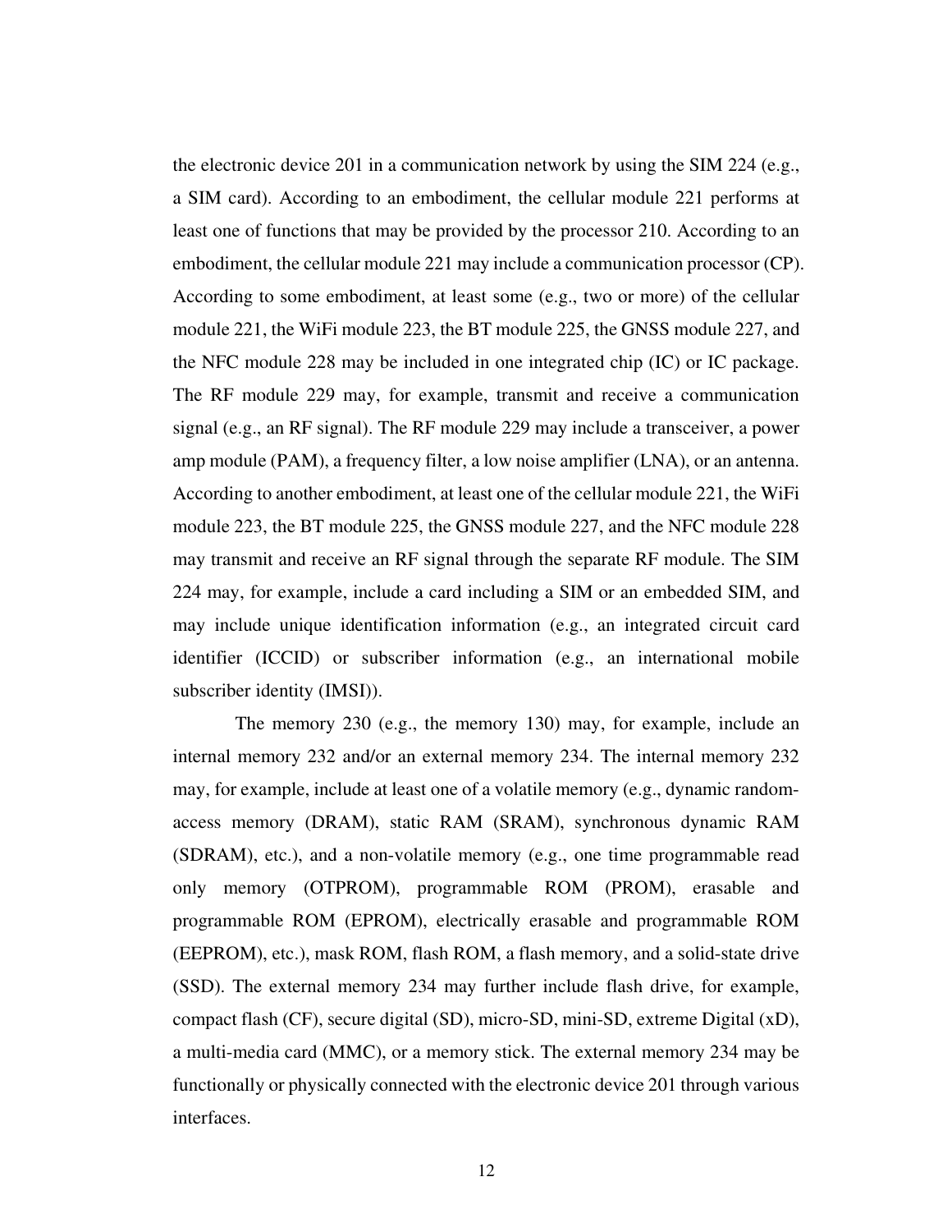the electronic device 201 in a communication network by using the SIM 224 (e.g., a SIM card). According to an embodiment, the cellular module 221 performs at least one of functions that may be provided by the processor 210. According to an embodiment, the cellular module 221 may include a communication processor (CP). According to some embodiment, at least some (e.g., two or more) of the cellular module 221, the WiFi module 223, the BT module 225, the GNSS module 227, and the NFC module 228 may be included in one integrated chip (IC) or IC package. The RF module 229 may, for example, transmit and receive a communication signal (e.g., an RF signal). The RF module 229 may include a transceiver, a power amp module (PAM), a frequency filter, a low noise amplifier (LNA), or an antenna. According to another embodiment, at least one of the cellular module 221, the WiFi module 223, the BT module 225, the GNSS module 227, and the NFC module 228 may transmit and receive an RF signal through the separate RF module. The SIM 224 may, for example, include a card including a SIM or an embedded SIM, and may include unique identification information (e.g., an integrated circuit card identifier (ICCID) or subscriber information (e.g., an international mobile subscriber identity (IMSI)).

The memory 230 (e.g., the memory 130) may, for example, include an internal memory 232 and/or an external memory 234. The internal memory 232 may, for example, include at least one of a volatile memory (e.g., dynamic random-access memory (DRAM), static RAM (SRAM), synchronous dynamic RAM (SDRAM), etc.), and a non-volatile memory (e.g., one time programmable read only memory (OTPROM), programmable ROM (PROM), erasable and programmable ROM (EPROM), electrically erasable and programmable ROM (EEPROM), etc.), mask ROM, flash ROM, a flash memory, and a solid-state drive (SSD). The external memory 234 may further include flash drive, for example, compact flash (CF), secure digital (SD), micro-SD, mini-SD, extreme Digital (xD), a multi-media card (MMC), or a memory stick. The external memory 234 may be functionally or physically connected with the electronic device 201 through various interfaces.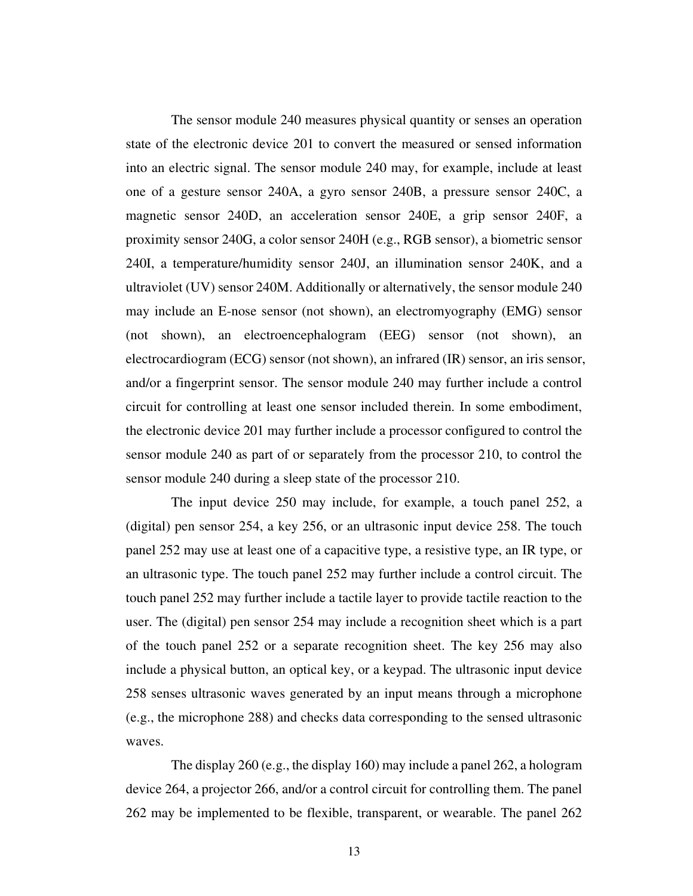The sensor module 240 measures physical quantity or senses an operation state of the electronic device 201 to convert the measured or sensed information into an electric signal. The sensor module 240 may, for example, include at least one of a gesture sensor 240A, a gyro sensor 240B, a pressure sensor 240C, a magnetic sensor 240D, an acceleration sensor 240E, a grip sensor 240F, a proximity sensor 240G, a color sensor 240H (e.g., RGB sensor), a biometric sensor 240I, a temperature/humidity sensor 240J, an illumination sensor 240K, and a ultraviolet (UV) sensor 240M. Additionally or alternatively, the sensor module 240 may include an E-nose sensor (not shown), an electromyography (EMG) sensor (not shown), an electroencephalogram (EEG) sensor (not shown), an electrocardiogram (ECG) sensor (not shown), an infrared (IR) sensor, an iris sensor, and/or a fingerprint sensor. The sensor module 240 may further include a control circuit for controlling at least one sensor included therein. In some embodiment, the electronic device 201 may further include a processor configured to control the sensor module 240 as part of or separately from the processor 210, to control the sensor module 240 during a sleep state of the processor 210.

The input device 250 may include, for example, a touch panel 252, a (digital) pen sensor 254, a key 256, or an ultrasonic input device 258. The touch panel 252 may use at least one of a capacitive type, a resistive type, an IR type, or an ultrasonic type. The touch panel 252 may further include a control circuit. The touch panel 252 may further include a tactile layer to provide tactile reaction to the user. The (digital) pen sensor 254 may include a recognition sheet which is a part of the touch panel 252 or a separate recognition sheet. The key 256 may also include a physical button, an optical key, or a keypad. The ultrasonic input device 258 senses ultrasonic waves generated by an input means through a microphone (e.g., the microphone 288) and checks data corresponding to the sensed ultrasonic waves.

The display 260 (e.g., the display 160) may include a panel 262, a hologram device 264, a projector 266, and/or a control circuit for controlling them. The panel 262 may be implemented to be flexible, transparent, or wearable. The panel 262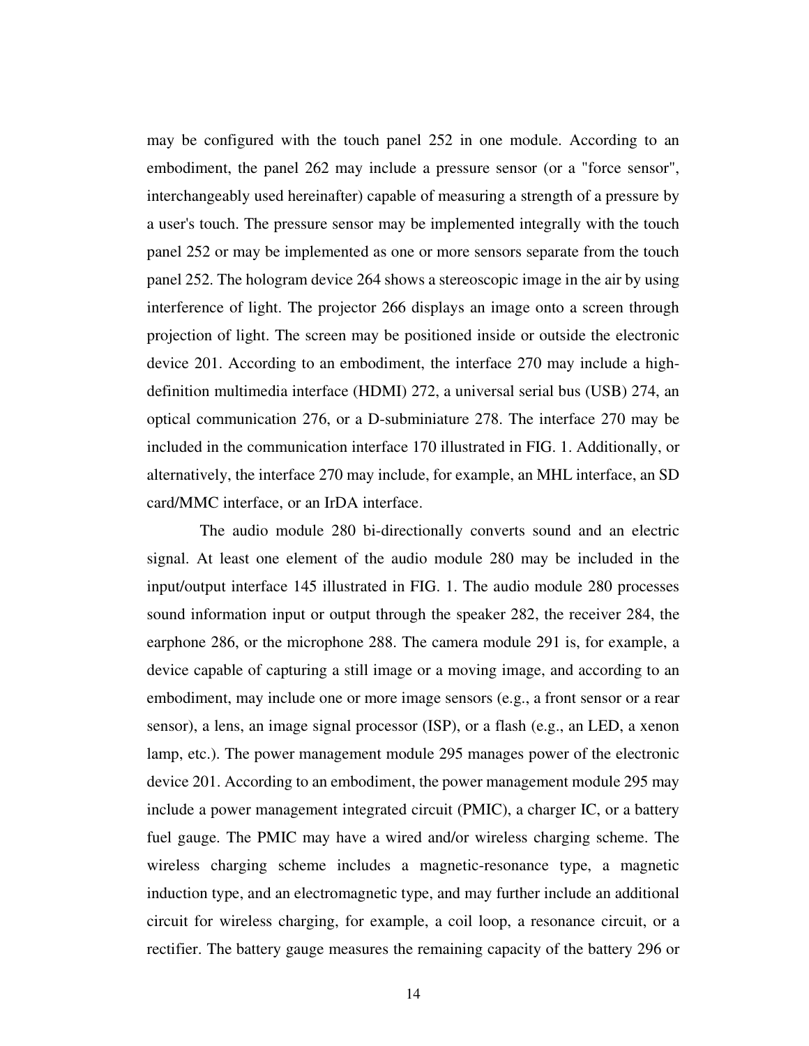may be configured with the touch panel 252 in one module. According to an embodiment, the panel 262 may include a pressure sensor (or a "force sensor", interchangeably used hereinafter) capable of measuring a strength of a pressure by a user's touch. The pressure sensor may be implemented integrally with the touch panel 252 or may be implemented as one or more sensors separate from the touch panel 252. The hologram device 264 shows a stereoscopic image in the air by using interference of light. The projector 266 displays an image onto a screen through projection of light. The screen may be positioned inside or outside the electronic device 201. According to an embodiment, the interface 270 may include a high-definition multimedia interface (HDMI) 272, a universal serial bus (USB) 274, an optical communication 276, or a D-subminiature 278. The interface 270 may be included in the communication interface 170 illustrated in FIG. 1. Additionally, or alternatively, the interface 270 may include, for example, an MHL interface, an SD card/MMC interface, or an IrDA interface.

The audio module 280 bi-directionally converts sound and an electric signal. At least one element of the audio module 280 may be included in the input/output interface 145 illustrated in FIG. 1. The audio module 280 processes sound information input or output through the speaker 282, the receiver 284, the earphone 286, or the microphone 288. The camera module 291 is, for example, a device capable of capturing a still image or a moving image, and according to an embodiment, may include one or more image sensors (e.g., a front sensor or a rear sensor), a lens, an image signal processor (ISP), or a flash (e.g., an LED, a xenon lamp, etc.). The power management module 295 manages power of the electronic device 201. According to an embodiment, the power management module 295 may include a power management integrated circuit (PMIC), a charger IC, or a battery fuel gauge. The PMIC may have a wired and/or wireless charging scheme. The wireless charging scheme includes a magnetic-resonance type, a magnetic induction type, and an electromagnetic type, and may further include an additional circuit for wireless charging, for example, a coil loop, a resonance circuit, or a rectifier. The battery gauge measures the remaining capacity of the battery 296 or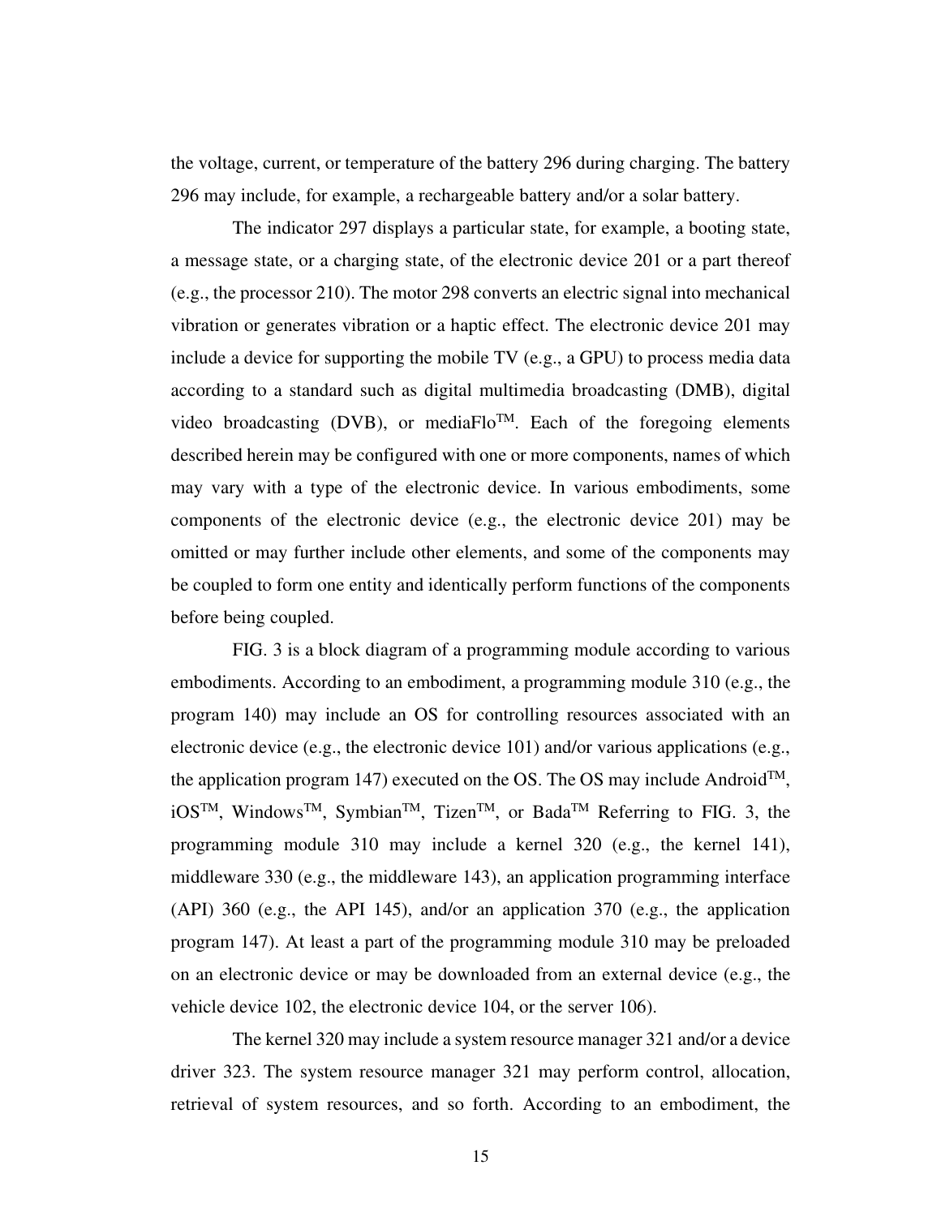the voltage, current, or temperature of the battery 296 during charging. The battery 296 may include, for example, a rechargeable battery and/or a solar battery.

The indicator 297 displays a particular state, for example, a booting state, a message state, or a charging state, of the electronic device 201 or a part thereof (e.g., the processor 210). The motor 298 converts an electric signal into mechanical vibration or generates vibration or a haptic effect. The electronic device 201 may include a device for supporting the mobile TV (e.g., a GPU) to process media data according to a standard such as digital multimedia broadcasting (DMB), digital video broadcasting (DVB), or mediaFlo™. Each of the foregoing elements described herein may be configured with one or more components, names of which may vary with a type of the electronic device. In various embodiments, some components of the electronic device (e.g., the electronic device 201) may be omitted or may further include other elements, and some of the components may be coupled to form one entity and identically perform functions of the components before being coupled.

FIG. 3 is a block diagram of a programming module according to various embodiments. According to an embodiment, a programming module 310 (e.g., the program 140) may include an OS for controlling resources associated with an electronic device (e.g., the electronic device 101) and/or various applications (e.g., the application program 147) executed on the OS. The OS may include Android™, iOS™, Windows™, Symbian™, Tizen™, or Bada™ Referring to FIG. 3, the programming module 310 may include a kernel 320 (e.g., the kernel 141), middleware 330 (e.g., the middleware 143), an application programming interface (API) 360 (e.g., the API 145), and/or an application 370 (e.g., the application program 147). At least a part of the programming module 310 may be preloaded on an electronic device or may be downloaded from an external device (e.g., the vehicle device 102, the electronic device 104, or the server 106).

The kernel 320 may include a system resource manager 321 and/or a device driver 323. The system resource manager 321 may perform control, allocation, retrieval of system resources, and so forth. According to an embodiment, the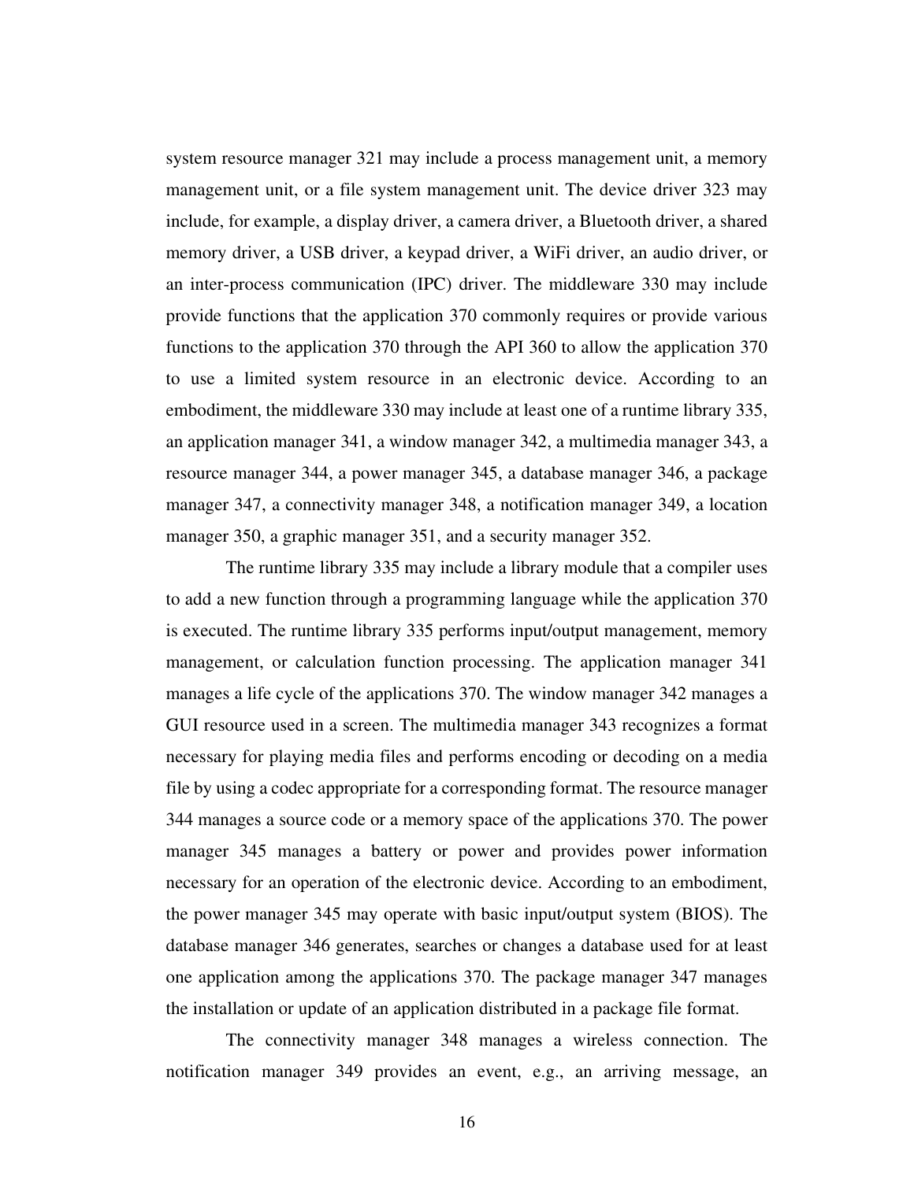system resource manager 321 may include a process management unit, a memory management unit, or a file system management unit. The device driver 323 may include, for example, a display driver, a camera driver, a Bluetooth driver, a shared memory driver, a USB driver, a keypad driver, a WiFi driver, an audio driver, or an inter-process communication (IPC) driver. The middleware 330 may include provide functions that the application 370 commonly requires or provide various functions to the application 370 through the API 360 to allow the application 370 to use a limited system resource in an electronic device. According to an embodiment, the middleware 330 may include at least one of a runtime library 335, an application manager 341, a window manager 342, a multimedia manager 343, a resource manager 344, a power manager 345, a database manager 346, a package manager 347, a connectivity manager 348, a notification manager 349, a location manager 350, a graphic manager 351, and a security manager 352.

The runtime library 335 may include a library module that a compiler uses to add a new function through a programming language while the application 370 is executed. The runtime library 335 performs input/output management, memory management, or calculation function processing. The application manager 341 manages a life cycle of the applications 370. The window manager 342 manages a GUI resource used in a screen. The multimedia manager 343 recognizes a format necessary for playing media files and performs encoding or decoding on a media file by using a codec appropriate for a corresponding format. The resource manager 344 manages a source code or a memory space of the applications 370. The power manager 345 manages a battery or power and provides power information necessary for an operation of the electronic device. According to an embodiment, the power manager 345 may operate with basic input/output system (BIOS). The database manager 346 generates, searches or changes a database used for at least one application among the applications 370. The package manager 347 manages the installation or update of an application distributed in a package file format.

The connectivity manager 348 manages a wireless connection. The notification manager 349 provides an event, e.g., an arriving message, an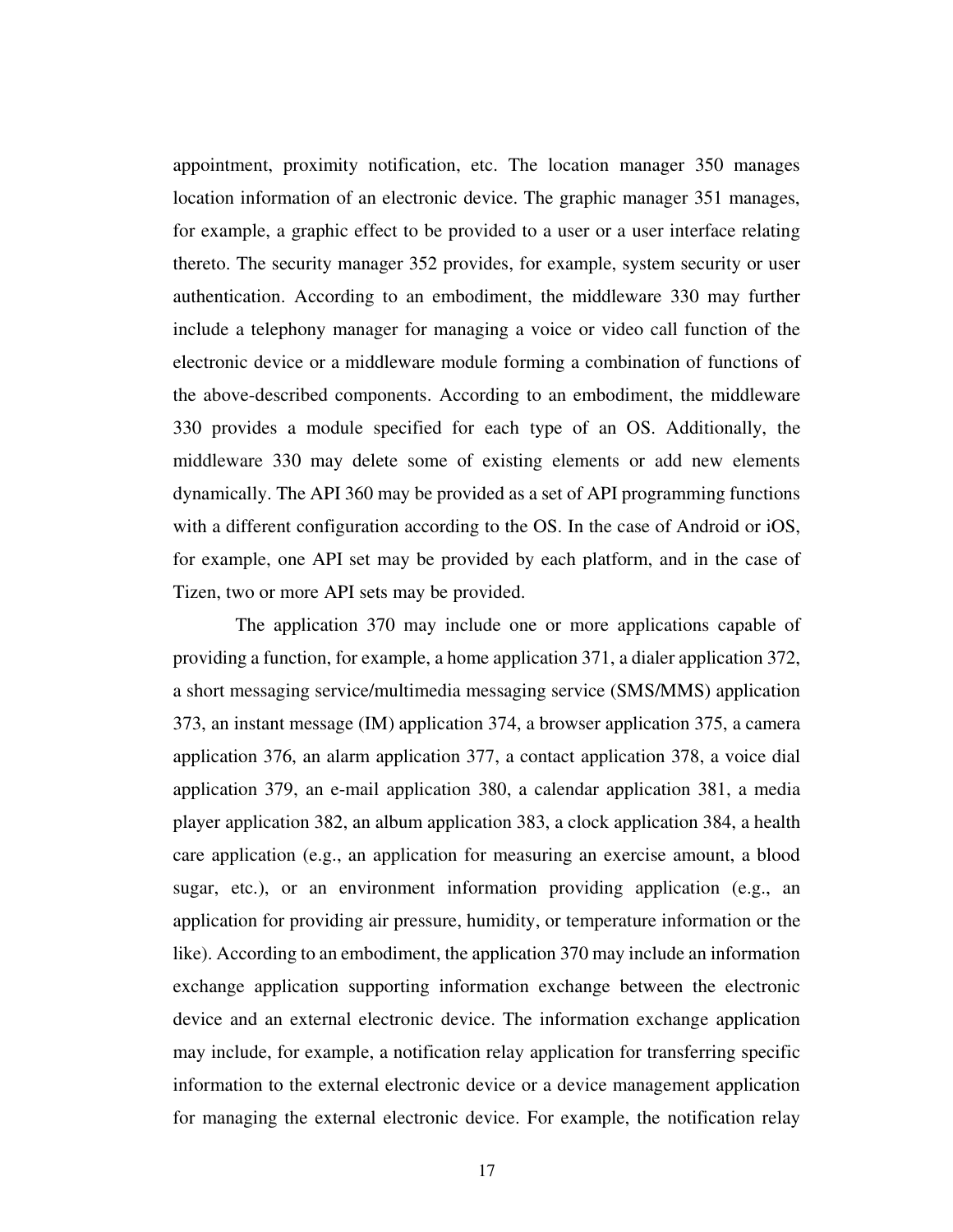appointment, proximity notification, etc. The location manager 350 manages location information of an electronic device. The graphic manager 351 manages, for example, a graphic effect to be provided to a user or a user interface relating thereto. The security manager 352 provides, for example, system security or user authentication. According to an embodiment, the middleware 330 may further include a telephony manager for managing a voice or video call function of the electronic device or a middleware module forming a combination of functions of the above-described components. According to an embodiment, the middleware 330 provides a module specified for each type of an OS. Additionally, the middleware 330 may delete some of existing elements or add new elements dynamically. The API 360 may be provided as a set of API programming functions with a different configuration according to the OS. In the case of Android or iOS, for example, one API set may be provided by each platform, and in the case of Tizen, two or more API sets may be provided.

The application 370 may include one or more applications capable of providing a function, for example, a home application 371, a dialer application 372, a short messaging service/multimedia messaging service (SMS/MMS) application 373, an instant message (IM) application 374, a browser application 375, a camera application 376, an alarm application 377, a contact application 378, a voice dial application 379, an e-mail application 380, a calendar application 381, a media player application 382, an album application 383, a clock application 384, a health care application (e.g., an application for measuring an exercise amount, a blood sugar, etc.), or an environment information providing application (e.g., an application for providing air pressure, humidity, or temperature information or the like). According to an embodiment, the application 370 may include an information exchange application supporting information exchange between the electronic device and an external electronic device. The information exchange application may include, for example, a notification relay application for transferring specific information to the external electronic device or a device management application for managing the external electronic device. For example, the notification relay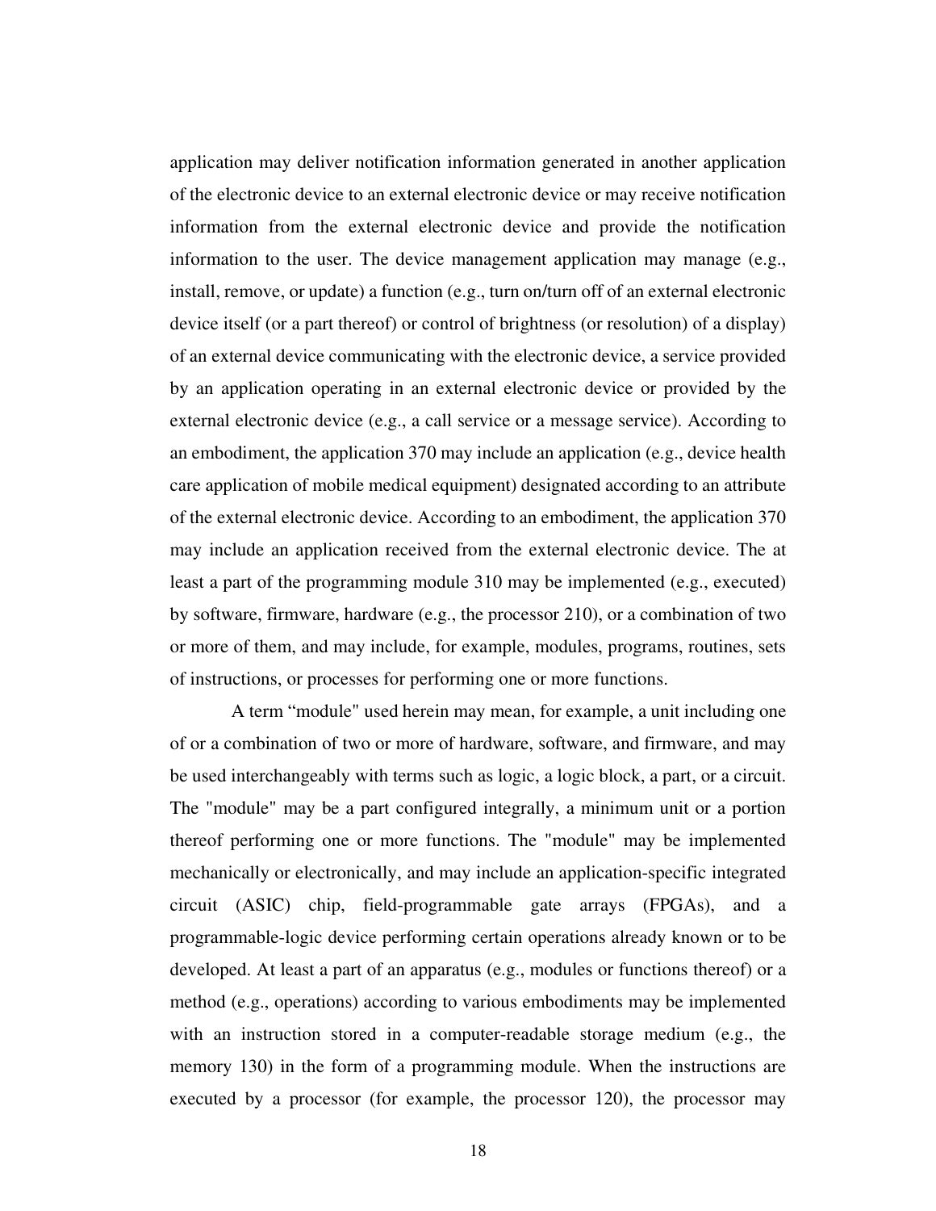application may deliver notification information generated in another application of the electronic device to an external electronic device or may receive notification information from the external electronic device and provide the notification information to the user. The device management application may manage (e.g., install, remove, or update) a function (e.g., turn on/turn off of an external electronic device itself (or a part thereof) or control of brightness (or resolution) of a display) of an external device communicating with the electronic device, a service provided by an application operating in an external electronic device or provided by the external electronic device (e.g., a call service or a message service). According to an embodiment, the application 370 may include an application (e.g., device health care application of mobile medical equipment) designated according to an attribute of the external electronic device. According to an embodiment, the application 370 may include an application received from the external electronic device. The at least a part of the programming module 310 may be implemented (e.g., executed) by software, firmware, hardware (e.g., the processor 210), or a combination of two or more of them, and may include, for example, modules, programs, routines, sets of instructions, or processes for performing one or more functions.

A term “module" used herein may mean, for example, a unit including one of or a combination of two or more of hardware, software, and firmware, and may be used interchangeably with terms such as logic, a logic block, a part, or a circuit. The "module" may be a part configured integrally, a minimum unit or a portion thereof performing one or more functions. The "module" may be implemented mechanically or electronically, and may include an application-specific integrated circuit (ASIC) chip, field-programmable gate arrays (FPGAs), and a programmable-logic device performing certain operations already known or to be developed. At least a part of an apparatus (e.g., modules or functions thereof) or a method (e.g., operations) according to various embodiments may be implemented with an instruction stored in a computer-readable storage medium (e.g., the memory 130) in the form of a programming module. When the instructions are executed by a processor (for example, the processor 120), the processor may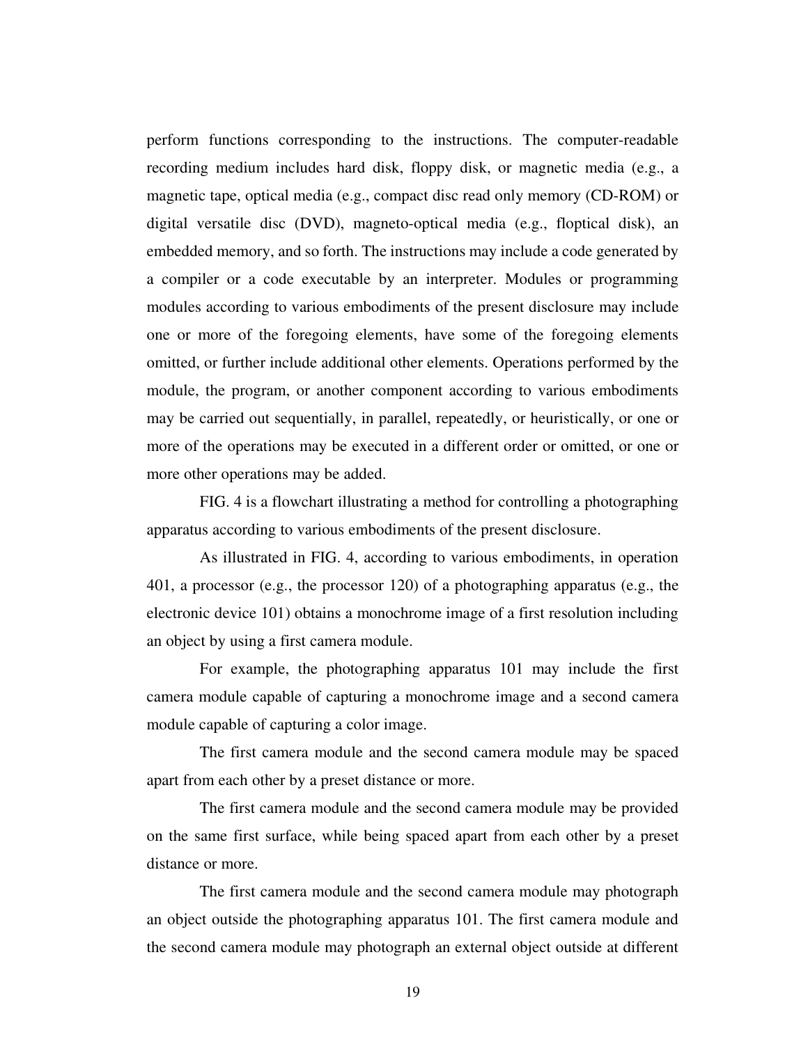perform functions corresponding to the instructions. The computer-readable recording medium includes hard disk, floppy disk, or magnetic media (e.g., a magnetic tape, optical media (e.g., compact disc read only memory (CD-ROM) or digital versatile disc (DVD), magneto-optical media (e.g., floptical disk), an embedded memory, and so forth. The instructions may include a code generated by a compiler or a code executable by an interpreter. Modules or programming modules according to various embodiments of the present disclosure may include one or more of the foregoing elements, have some of the foregoing elements omitted, or further include additional other elements. Operations performed by the module, the program, or another component according to various embodiments may be carried out sequentially, in parallel, repeatedly, or heuristically, or one or more of the operations may be executed in a different order or omitted, or one or more other operations may be added.

FIG. 4 is a flowchart illustrating a method for controlling a photographing apparatus according to various embodiments of the present disclosure.

As illustrated in FIG. 4, according to various embodiments, in operation 401, a processor (e.g., the processor 120) of a photographing apparatus (e.g., the electronic device 101) obtains a monochrome image of a first resolution including an object by using a first camera module.

For example, the photographing apparatus 101 may include the first camera module capable of capturing a monochrome image and a second camera module capable of capturing a color image.

The first camera module and the second camera module may be spaced apart from each other by a preset distance or more.

The first camera module and the second camera module may be provided on the same first surface, while being spaced apart from each other by a preset distance or more.

The first camera module and the second camera module may photograph an object outside the photographing apparatus 101. The first camera module and the second camera module may photograph an external object outside at different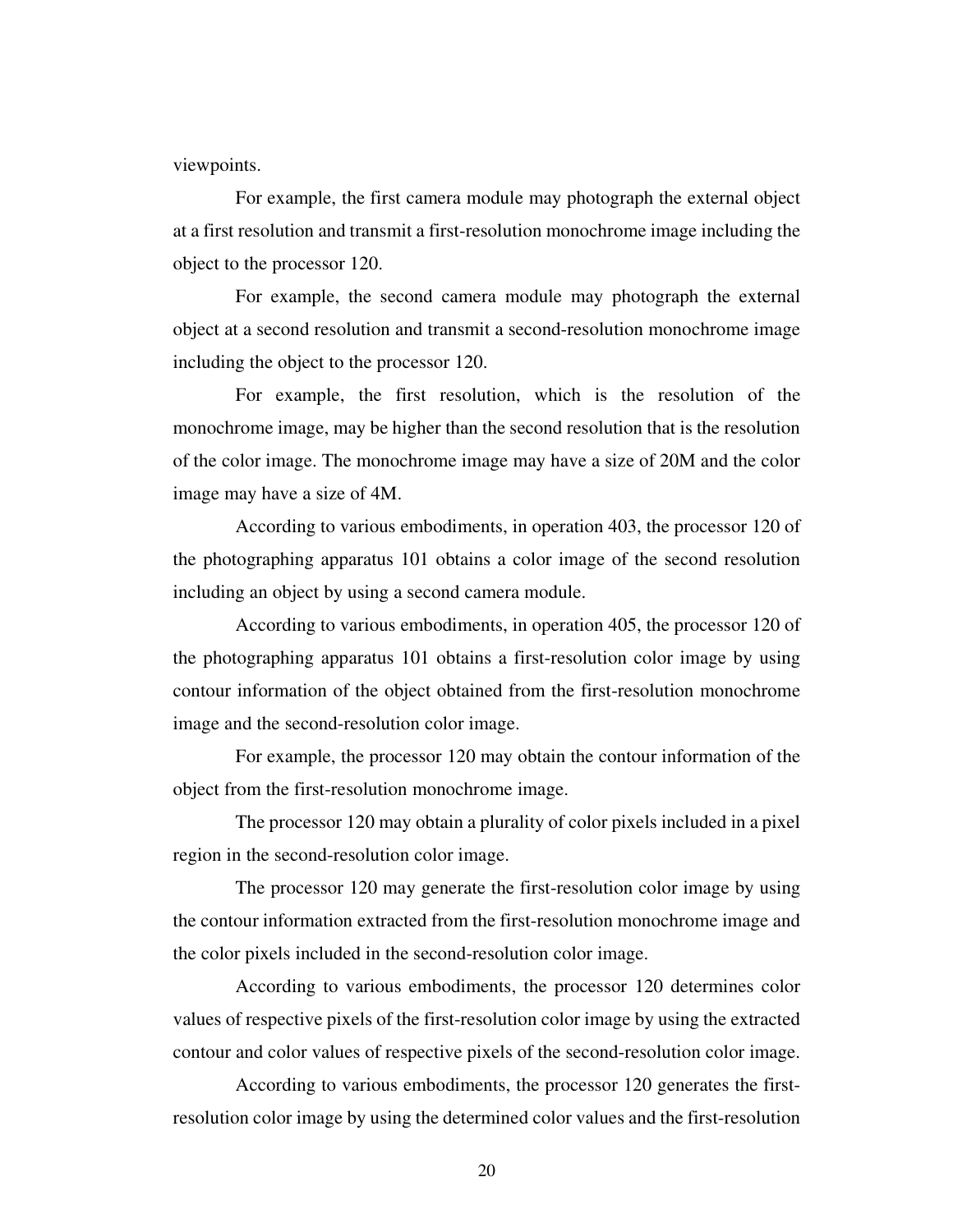viewpoints.

For example, the first camera module may photograph the external object at a first resolution and transmit a first-resolution monochrome image including the object to the processor 120.

For example, the second camera module may photograph the external object at a second resolution and transmit a second-resolution monochrome image including the object to the processor 120.

For example, the first resolution, which is the resolution of the monochrome image, may be higher than the second resolution that is the resolution of the color image. The monochrome image may have a size of 20M and the color image may have a size of 4M.

According to various embodiments, in operation 403, the processor 120 of the photographing apparatus 101 obtains a color image of the second resolution including an object by using a second camera module.

According to various embodiments, in operation 405, the processor 120 of the photographing apparatus 101 obtains a first-resolution color image by using contour information of the object obtained from the first-resolution monochrome image and the second-resolution color image.

For example, the processor 120 may obtain the contour information of the object from the first-resolution monochrome image.

The processor 120 may obtain a plurality of color pixels included in a pixel region in the second-resolution color image.

The processor 120 may generate the first-resolution color image by using the contour information extracted from the first-resolution monochrome image and the color pixels included in the second-resolution color image.

According to various embodiments, the processor 120 determines color values of respective pixels of the first-resolution color image by using the extracted contour and color values of respective pixels of the second-resolution color image.

According to various embodiments, the processor 120 generates the first-resolution color image by using the determined color values and the first-resolution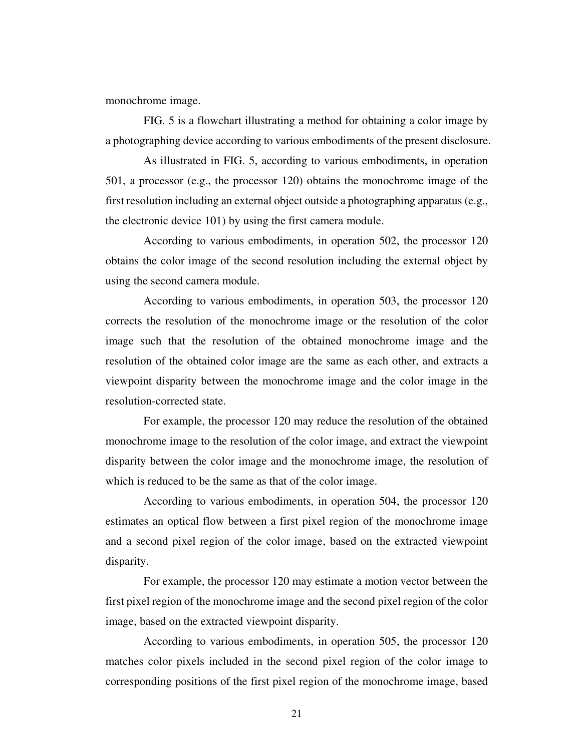monochrome image.

FIG. 5 is a flowchart illustrating a method for obtaining a color image by a photographing device according to various embodiments of the present disclosure.

As illustrated in FIG. 5, according to various embodiments, in operation 501, a processor (e.g., the processor 120) obtains the monochrome image of the first resolution including an external object outside a photographing apparatus (e.g., the electronic device 101) by using the first camera module.

According to various embodiments, in operation 502, the processor 120 obtains the color image of the second resolution including the external object by using the second camera module.

According to various embodiments, in operation 503, the processor 120 corrects the resolution of the monochrome image or the resolution of the color image such that the resolution of the obtained monochrome image and the resolution of the obtained color image are the same as each other, and extracts a viewpoint disparity between the monochrome image and the color image in the resolution-corrected state.

For example, the processor 120 may reduce the resolution of the obtained monochrome image to the resolution of the color image, and extract the viewpoint disparity between the color image and the monochrome image, the resolution of which is reduced to be the same as that of the color image.

According to various embodiments, in operation 504, the processor 120 estimates an optical flow between a first pixel region of the monochrome image and a second pixel region of the color image, based on the extracted viewpoint disparity.

For example, the processor 120 may estimate a motion vector between the first pixel region of the monochrome image and the second pixel region of the color image, based on the extracted viewpoint disparity.

According to various embodiments, in operation 505, the processor 120 matches color pixels included in the second pixel region of the color image to corresponding positions of the first pixel region of the monochrome image, based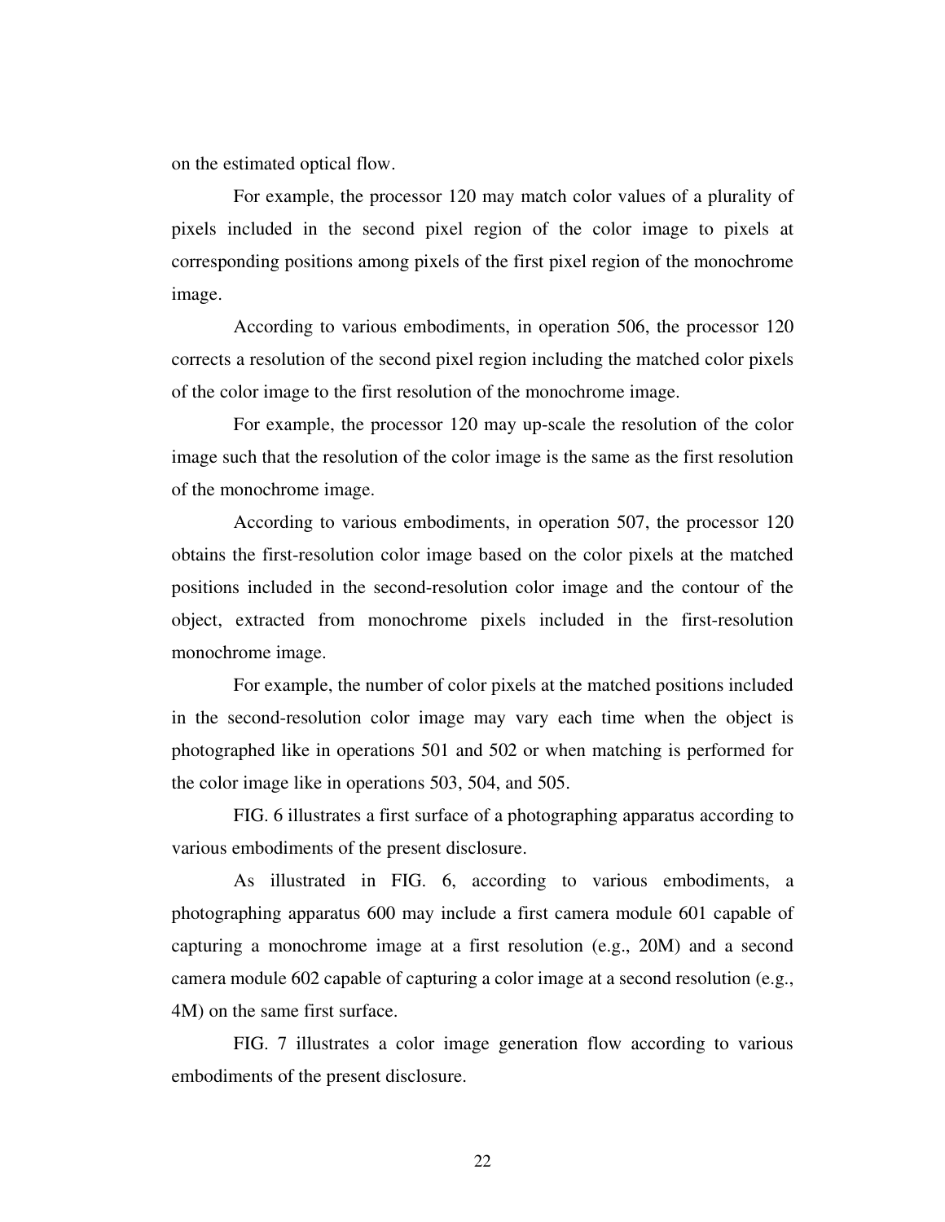on the estimated optical flow.

For example, the processor 120 may match color values of a plurality of pixels included in the second pixel region of the color image to pixels at corresponding positions among pixels of the first pixel region of the monochrome image.

According to various embodiments, in operation 506, the processor 120 corrects a resolution of the second pixel region including the matched color pixels of the color image to the first resolution of the monochrome image.

For example, the processor 120 may up-scale the resolution of the color image such that the resolution of the color image is the same as the first resolution of the monochrome image.

According to various embodiments, in operation 507, the processor 120 obtains the first-resolution color image based on the color pixels at the matched positions included in the second-resolution color image and the contour of the object, extracted from monochrome pixels included in the first-resolution monochrome image.

For example, the number of color pixels at the matched positions included in the second-resolution color image may vary each time when the object is photographed like in operations 501 and 502 or when matching is performed for the color image like in operations 503, 504, and 505.

FIG. 6 illustrates a first surface of a photographing apparatus according to various embodiments of the present disclosure.

As illustrated in FIG. 6, according to various embodiments, a photographing apparatus 600 may include a first camera module 601 capable of capturing a monochrome image at a first resolution (e.g., 20M) and a second camera module 602 capable of capturing a color image at a second resolution (e.g., 4M) on the same first surface.

FIG. 7 illustrates a color image generation flow according to various embodiments of the present disclosure.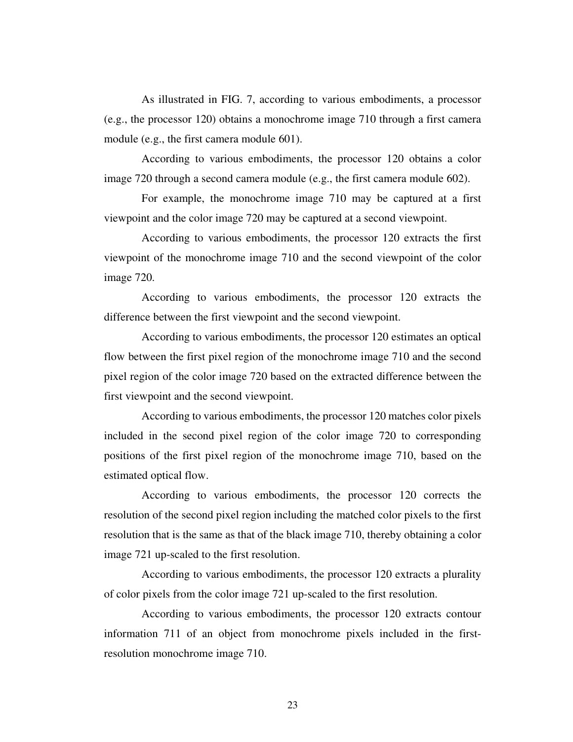As illustrated in FIG. 7, according to various embodiments, a processor (e.g., the processor 120) obtains a monochrome image 710 through a first camera module (e.g., the first camera module 601).

According to various embodiments, the processor 120 obtains a color image 720 through a second camera module (e.g., the first camera module 602).

For example, the monochrome image 710 may be captured at a first viewpoint and the color image 720 may be captured at a second viewpoint.

According to various embodiments, the processor 120 extracts the first viewpoint of the monochrome image 710 and the second viewpoint of the color image 720.

According to various embodiments, the processor 120 extracts the difference between the first viewpoint and the second viewpoint.

According to various embodiments, the processor 120 estimates an optical flow between the first pixel region of the monochrome image 710 and the second pixel region of the color image 720 based on the extracted difference between the first viewpoint and the second viewpoint.

According to various embodiments, the processor 120 matches color pixels included in the second pixel region of the color image 720 to corresponding positions of the first pixel region of the monochrome image 710, based on the estimated optical flow.

According to various embodiments, the processor 120 corrects the resolution of the second pixel region including the matched color pixels to the first resolution that is the same as that of the black image 710, thereby obtaining a color image 721 up-scaled to the first resolution.

According to various embodiments, the processor 120 extracts a plurality of color pixels from the color image 721 up-scaled to the first resolution.

According to various embodiments, the processor 120 extracts contour information 711 of an object from monochrome pixels included in the first-resolution monochrome image 710.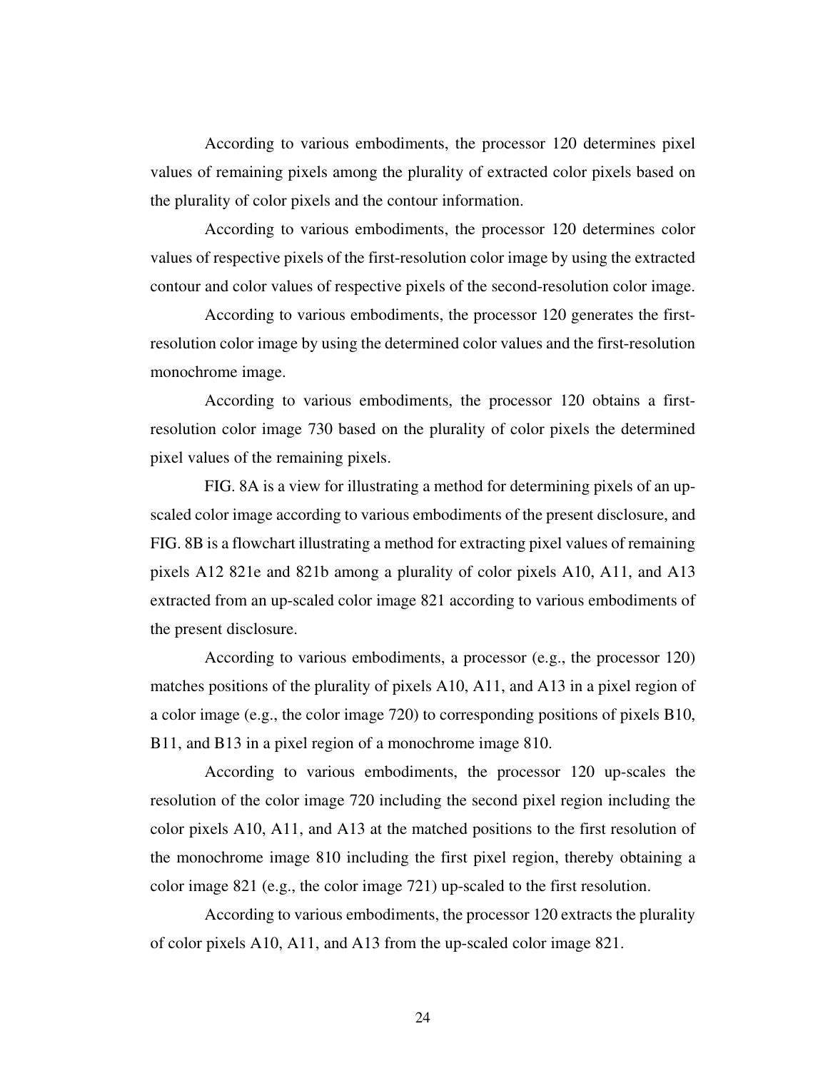According to various embodiments, the processor 120 determines pixel values of remaining pixels among the plurality of extracted color pixels based on the plurality of color pixels and the contour information.

According to various embodiments, the processor 120 determines color values of respective pixels of the first-resolution color image by using the extracted contour and color values of respective pixels of the second-resolution color image.

According to various embodiments, the processor 120 generates the first-resolution color image by using the determined color values and the first-resolution monochrome image.

According to various embodiments, the processor 120 obtains a first-resolution color image 730 based on the plurality of color pixels the determined pixel values of the remaining pixels.

FIG. 8A is a view for illustrating a method for determining pixels of an up-scaled color image according to various embodiments of the present disclosure, and FIG. 8B is a flowchart illustrating a method for extracting pixel values of remaining pixels A12 821e and 821b among a plurality of color pixels A10, A11, and A13 extracted from an up-scaled color image 821 according to various embodiments of the present disclosure.

According to various embodiments, a processor (e.g., the processor 120) matches positions of the plurality of pixels A10, A11, and A13 in a pixel region of a color image (e.g., the color image 720) to corresponding positions of pixels B10, B11, and B13 in a pixel region of a monochrome image 810.

According to various embodiments, the processor 120 up-scales the resolution of the color image 720 including the second pixel region including the color pixels A10, A11, and A13 at the matched positions to the first resolution of the monochrome image 810 including the first pixel region, thereby obtaining a color image 821 (e.g., the color image 721) up-scaled to the first resolution.

According to various embodiments, the processor 120 extracts the plurality of color pixels A10, A11, and A13 from the up-scaled color image 821.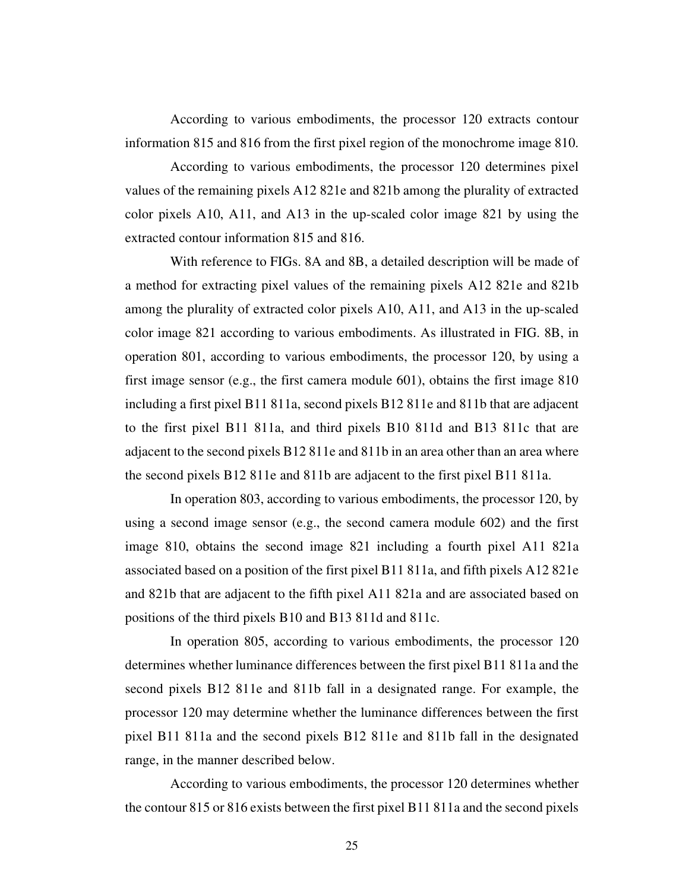According to various embodiments, the processor 120 extracts contour information 815 and 816 from the first pixel region of the monochrome image 810.

According to various embodiments, the processor 120 determines pixel values of the remaining pixels A12 821e and 821b among the plurality of extracted color pixels A10, A11, and A13 in the up-scaled color image 821 by using the extracted contour information 815 and 816.

With reference to FIGs. 8A and 8B, a detailed description will be made of a method for extracting pixel values of the remaining pixels A12 821e and 821b among the plurality of extracted color pixels A10, A11, and A13 in the up-scaled color image 821 according to various embodiments. As illustrated in FIG. 8B, in operation 801, according to various embodiments, the processor 120, by using a first image sensor (e.g., the first camera module 601), obtains the first image 810 including a first pixel B11 811a, second pixels B12 811e and 811b that are adjacent to the first pixel B11 811a, and third pixels B10 811d and B13 811c that are adjacent to the second pixels B12 811e and 811b in an area other than an area where the second pixels B12 811e and 811b are adjacent to the first pixel B11 811a.

In operation 803, according to various embodiments, the processor 120, by using a second image sensor (e.g., the second camera module 602) and the first image 810, obtains the second image 821 including a fourth pixel A11 821a associated based on a position of the first pixel B11 811a, and fifth pixels A12 821e and 821b that are adjacent to the fifth pixel A11 821a and are associated based on positions of the third pixels B10 and B13 811d and 811c.

In operation 805, according to various embodiments, the processor 120 determines whether luminance differences between the first pixel B11 811a and the second pixels B12 811e and 811b fall in a designated range. For example, the processor 120 may determine whether the luminance differences between the first pixel B11 811a and the second pixels B12 811e and 811b fall in the designated range, in the manner described below.

According to various embodiments, the processor 120 determines whether the contour 815 or 816 exists between the first pixel B11 811a and the second pixels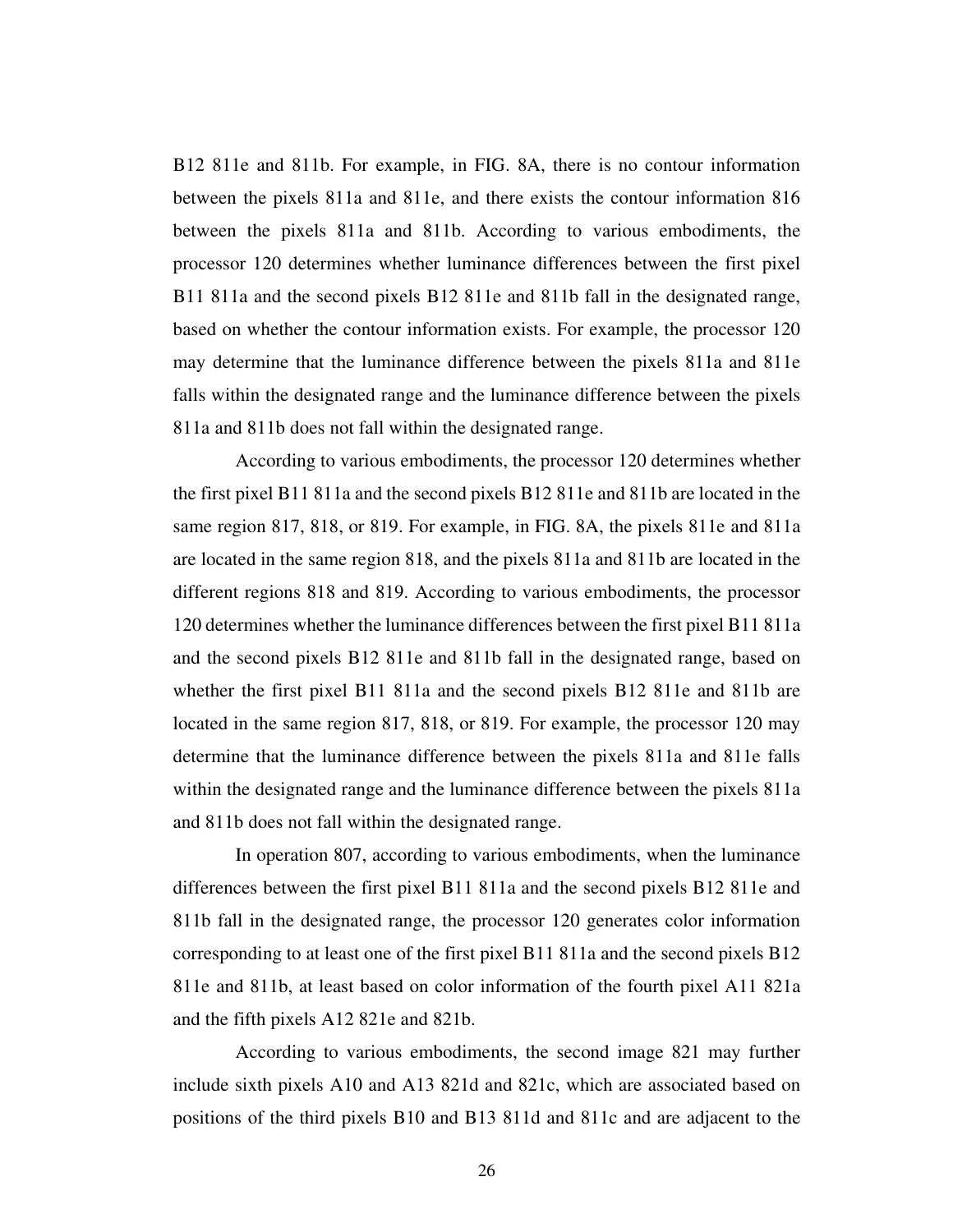B12 811e and 811b. For example, in FIG. 8A, there is no contour information between the pixels 811a and 811e, and there exists the contour information 816 between the pixels 811a and 811b. According to various embodiments, the processor 120 determines whether luminance differences between the first pixel B11 811a and the second pixels B12 811e and 811b fall in the designated range, based on whether the contour information exists. For example, the processor 120 may determine that the luminance difference between the pixels 811a and 811e falls within the designated range and the luminance difference between the pixels 811a and 811b does not fall within the designated range.

According to various embodiments, the processor 120 determines whether the first pixel B11 811a and the second pixels B12 811e and 811b are located in the same region 817, 818, or 819. For example, in FIG. 8A, the pixels 811e and 811a are located in the same region 818, and the pixels 811a and 811b are located in the different regions 818 and 819. According to various embodiments, the processor 120 determines whether the luminance differences between the first pixel B11 811a and the second pixels B12 811e and 811b fall in the designated range, based on whether the first pixel B11 811a and the second pixels B12 811e and 811b are located in the same region 817, 818, or 819. For example, the processor 120 may determine that the luminance difference between the pixels 811a and 811e falls within the designated range and the luminance difference between the pixels 811a and 811b does not fall within the designated range.

In operation 807, according to various embodiments, when the luminance differences between the first pixel B11 811a and the second pixels B12 811e and 811b fall in the designated range, the processor 120 generates color information corresponding to at least one of the first pixel B11 811a and the second pixels B12 811e and 811b, at least based on color information of the fourth pixel A11 821a and the fifth pixels A12 821e and 821b.

According to various embodiments, the second image 821 may further include sixth pixels A10 and A13 821d and 821c, which are associated based on positions of the third pixels B10 and B13 811d and 811c and are adjacent to the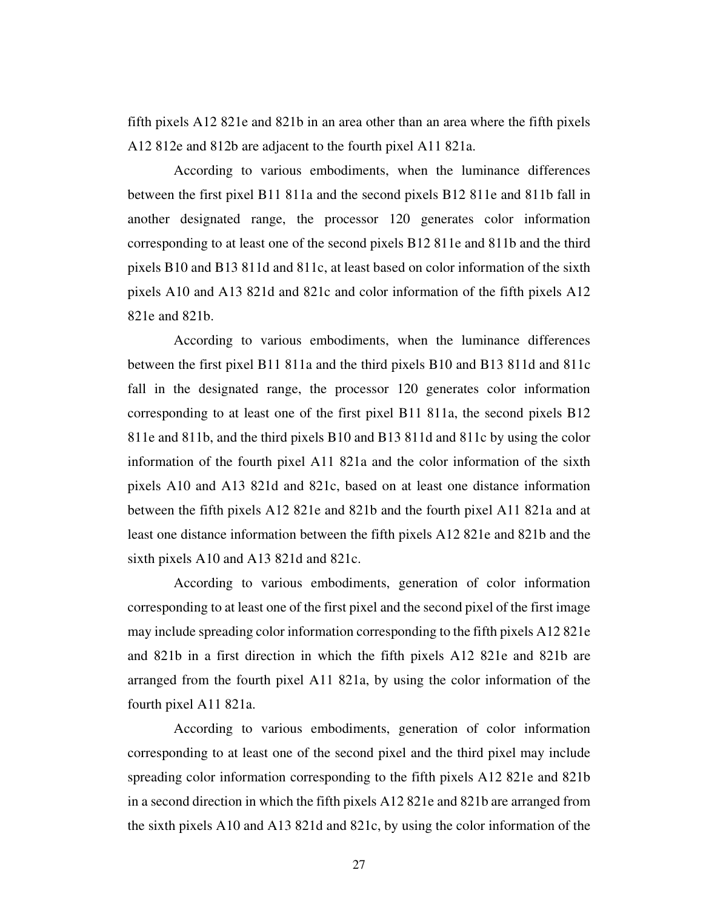fifth pixels A12 821e and 821b in an area other than an area where the fifth pixels A12 812e and 812b are adjacent to the fourth pixel A11 821a.

According to various embodiments, when the luminance differences between the first pixel B11 811a and the second pixels B12 811e and 811b fall in another designated range, the processor 120 generates color information corresponding to at least one of the second pixels B12 811e and 811b and the third pixels B10 and B13 811d and 811c, at least based on color information of the sixth pixels A10 and A13 821d and 821c and color information of the fifth pixels A12 821e and 821b.

According to various embodiments, when the luminance differences between the first pixel B11 811a and the third pixels B10 and B13 811d and 811c fall in the designated range, the processor 120 generates color information corresponding to at least one of the first pixel B11 811a, the second pixels B12 811e and 811b, and the third pixels B10 and B13 811d and 811c by using the color information of the fourth pixel A11 821a and the color information of the sixth pixels A10 and A13 821d and 821c, based on at least one distance information between the fifth pixels A12 821e and 821b and the fourth pixel A11 821a and at least one distance information between the fifth pixels A12 821e and 821b and the sixth pixels A10 and A13 821d and 821c.

According to various embodiments, generation of color information corresponding to at least one of the first pixel and the second pixel of the first image may include spreading color information corresponding to the fifth pixels A12 821e and 821b in a first direction in which the fifth pixels A12 821e and 821b are arranged from the fourth pixel A11 821a, by using the color information of the fourth pixel A11 821a.

According to various embodiments, generation of color information corresponding to at least one of the second pixel and the third pixel may include spreading color information corresponding to the fifth pixels A12 821e and 821b in a second direction in which the fifth pixels A12 821e and 821b are arranged from the sixth pixels A10 and A13 821d and 821c, by using the color information of the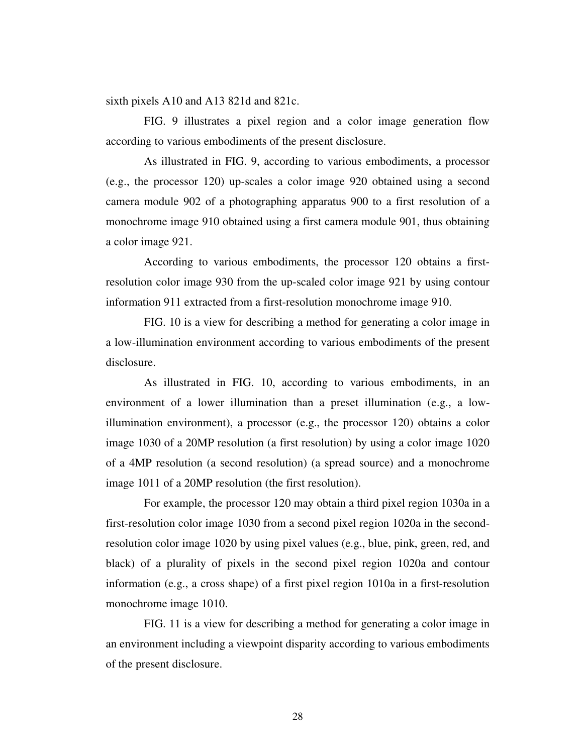sixth pixels A10 and A13 821d and 821c.

FIG. 9 illustrates a pixel region and a color image generation flow according to various embodiments of the present disclosure.

As illustrated in FIG. 9, according to various embodiments, a processor (e.g., the processor 120) up-scales a color image 920 obtained using a second camera module 902 of a photographing apparatus 900 to a first resolution of a monochrome image 910 obtained using a first camera module 901, thus obtaining a color image 921.

According to various embodiments, the processor 120 obtains a first-resolution color image 930 from the up-scaled color image 921 by using contour information 911 extracted from a first-resolution monochrome image 910.

FIG. 10 is a view for describing a method for generating a color image in a low-illumination environment according to various embodiments of the present disclosure.

As illustrated in FIG. 10, according to various embodiments, in an environment of a lower illumination than a preset illumination (e.g., a low-illumination environment), a processor (e.g., the processor 120) obtains a color image 1030 of a 20MP resolution (a first resolution) by using a color image 1020 of a 4MP resolution (a second resolution) (a spread source) and a monochrome image 1011 of a 20MP resolution (the first resolution).

For example, the processor 120 may obtain a third pixel region 1030a in a first-resolution color image 1030 from a second pixel region 1020a in the second-resolution color image 1020 by using pixel values (e.g., blue, pink, green, red, and black) of a plurality of pixels in the second pixel region 1020a and contour information (e.g., a cross shape) of a first pixel region 1010a in a first-resolution monochrome image 1010.

FIG. 11 is a view for describing a method for generating a color image in an environment including a viewpoint disparity according to various embodiments of the present disclosure.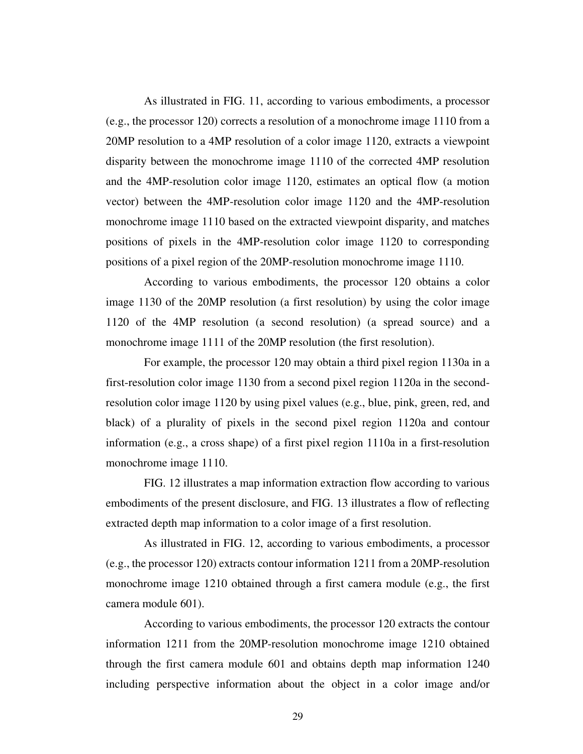As illustrated in FIG. 11, according to various embodiments, a processor (e.g., the processor 120) corrects a resolution of a monochrome image 1110 from a 20MP resolution to a 4MP resolution of a color image 1120, extracts a viewpoint disparity between the monochrome image 1110 of the corrected 4MP resolution and the 4MP-resolution color image 1120, estimates an optical flow (a motion vector) between the 4MP-resolution color image 1120 and the 4MP-resolution monochrome image 1110 based on the extracted viewpoint disparity, and matches positions of pixels in the 4MP-resolution color image 1120 to corresponding positions of a pixel region of the 20MP-resolution monochrome image 1110.

According to various embodiments, the processor 120 obtains a color image 1130 of the 20MP resolution (a first resolution) by using the color image 1120 of the 4MP resolution (a second resolution) (a spread source) and a monochrome image 1111 of the 20MP resolution (the first resolution).

For example, the processor 120 may obtain a third pixel region 1130a in a first-resolution color image 1130 from a second pixel region 1120a in the second-resolution color image 1120 by using pixel values (e.g., blue, pink, green, red, and black) of a plurality of pixels in the second pixel region 1120a and contour information (e.g., a cross shape) of a first pixel region 1110a in a first-resolution monochrome image 1110.

FIG. 12 illustrates a map information extraction flow according to various embodiments of the present disclosure, and FIG. 13 illustrates a flow of reflecting extracted depth map information to a color image of a first resolution.

As illustrated in FIG. 12, according to various embodiments, a processor (e.g., the processor 120) extracts contour information 1211 from a 20MP-resolution monochrome image 1210 obtained through a first camera module (e.g., the first camera module 601).

According to various embodiments, the processor 120 extracts the contour information 1211 from the 20MP-resolution monochrome image 1210 obtained through the first camera module 601 and obtains depth map information 1240 including perspective information about the object in a color image and/or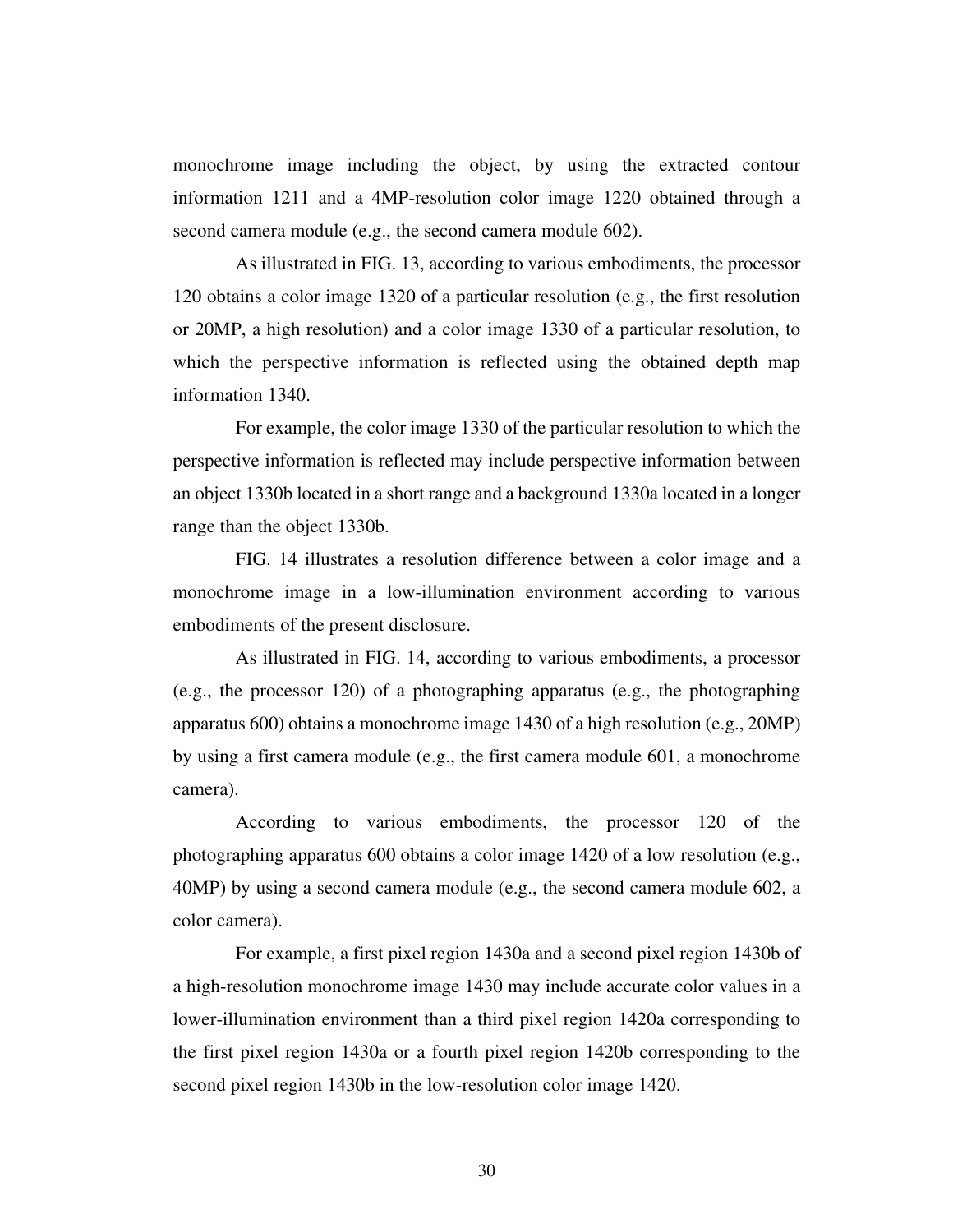monochrome image including the object, by using the extracted contour information 1211 and a 4MP-resolution color image 1220 obtained through a second camera module (e.g., the second camera module 602).

As illustrated in FIG. 13, according to various embodiments, the processor 120 obtains a color image 1320 of a particular resolution (e.g., the first resolution or 20MP, a high resolution) and a color image 1330 of a particular resolution, to which the perspective information is reflected using the obtained depth map information 1340.

For example, the color image 1330 of the particular resolution to which the perspective information is reflected may include perspective information between an object 1330b located in a short range and a background 1330a located in a longer range than the object 1330b.

FIG. 14 illustrates a resolution difference between a color image and a monochrome image in a low-illumination environment according to various embodiments of the present disclosure.

As illustrated in FIG. 14, according to various embodiments, a processor (e.g., the processor 120) of a photographing apparatus (e.g., the photographing apparatus 600) obtains a monochrome image 1430 of a high resolution (e.g., 20MP) by using a first camera module (e.g., the first camera module 601, a monochrome camera).

According to various embodiments, the processor 120 of the photographing apparatus 600 obtains a color image 1420 of a low resolution (e.g., 40MP) by using a second camera module (e.g., the second camera module 602, a color camera).

For example, a first pixel region 1430a and a second pixel region 1430b of a high-resolution monochrome image 1430 may include accurate color values in a lower-illumination environment than a third pixel region 1420a corresponding to the first pixel region 1430a or a fourth pixel region 1420b corresponding to the second pixel region 1430b in the low-resolution color image 1420.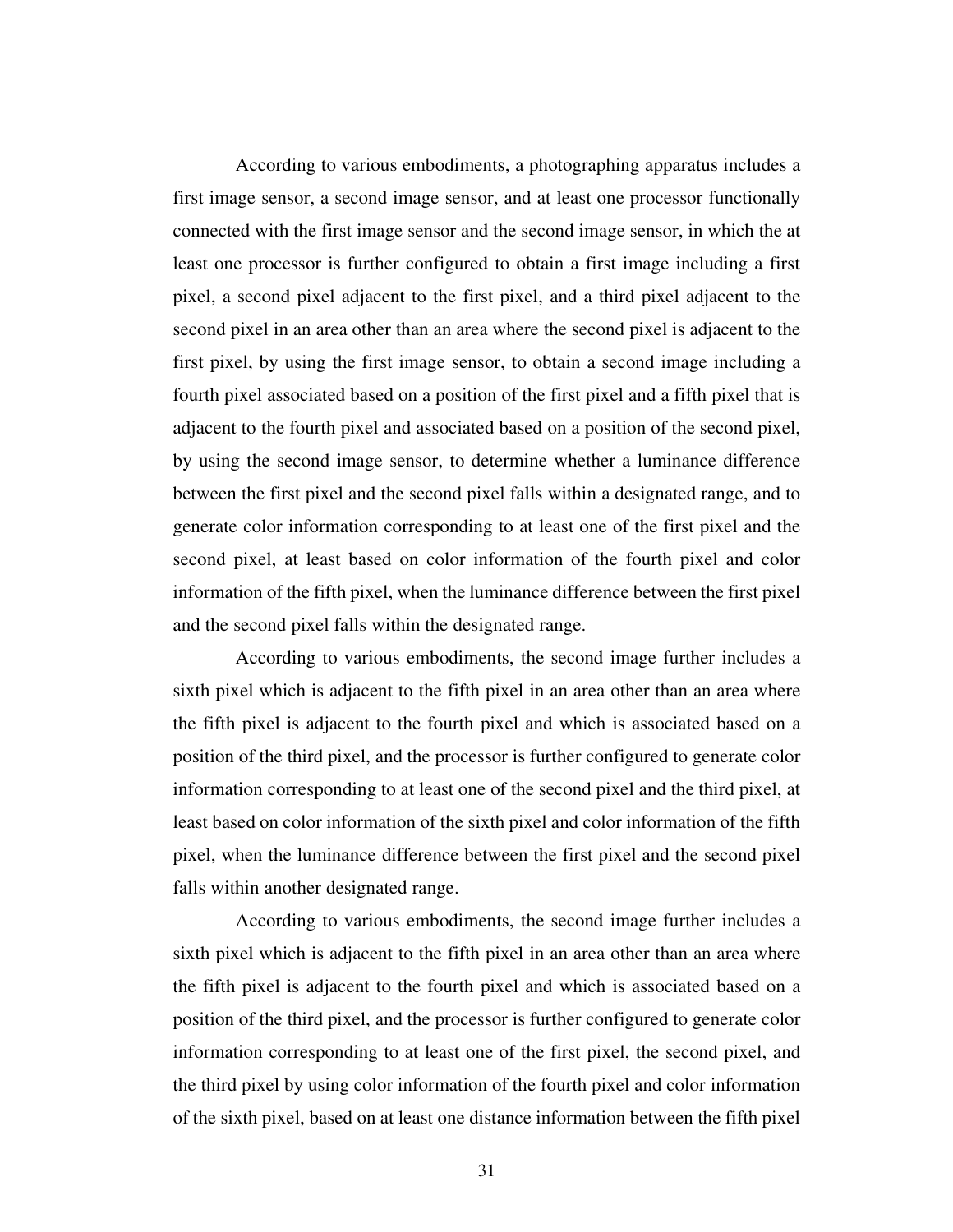According to various embodiments, a photographing apparatus includes a first image sensor, a second image sensor, and at least one processor functionally connected with the first image sensor and the second image sensor, in which the at least one processor is further configured to obtain a first image including a first pixel, a second pixel adjacent to the first pixel, and a third pixel adjacent to the second pixel in an area other than an area where the second pixel is adjacent to the first pixel, by using the first image sensor, to obtain a second image including a fourth pixel associated based on a position of the first pixel and a fifth pixel that is adjacent to the fourth pixel and associated based on a position of the second pixel, by using the second image sensor, to determine whether a luminance difference between the first pixel and the second pixel falls within a designated range, and to generate color information corresponding to at least one of the first pixel and the second pixel, at least based on color information of the fourth pixel and color information of the fifth pixel, when the luminance difference between the first pixel and the second pixel falls within the designated range.

According to various embodiments, the second image further includes a sixth pixel which is adjacent to the fifth pixel in an area other than an area where the fifth pixel is adjacent to the fourth pixel and which is associated based on a position of the third pixel, and the processor is further configured to generate color information corresponding to at least one of the second pixel and the third pixel, at least based on color information of the sixth pixel and color information of the fifth pixel, when the luminance difference between the first pixel and the second pixel falls within another designated range.

According to various embodiments, the second image further includes a sixth pixel which is adjacent to the fifth pixel in an area other than an area where the fifth pixel is adjacent to the fourth pixel and which is associated based on a position of the third pixel, and the processor is further configured to generate color information corresponding to at least one of the first pixel, the second pixel, and the third pixel by using color information of the fourth pixel and color information of the sixth pixel, based on at least one distance information between the fifth pixel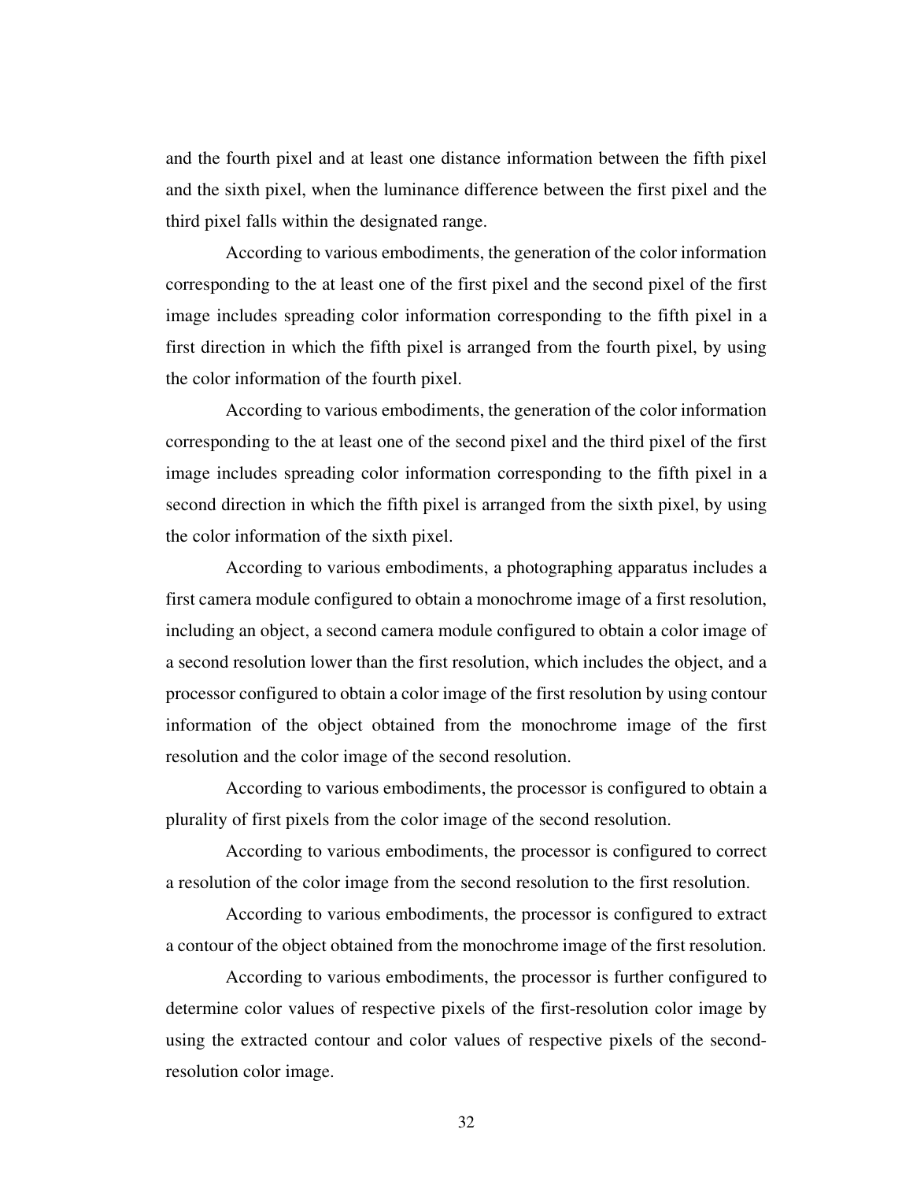and the fourth pixel and at least one distance information between the fifth pixel and the sixth pixel, when the luminance difference between the first pixel and the third pixel falls within the designated range.

According to various embodiments, the generation of the color information corresponding to the at least one of the first pixel and the second pixel of the first image includes spreading color information corresponding to the fifth pixel in a first direction in which the fifth pixel is arranged from the fourth pixel, by using the color information of the fourth pixel.

According to various embodiments, the generation of the color information corresponding to the at least one of the second pixel and the third pixel of the first image includes spreading color information corresponding to the fifth pixel in a second direction in which the fifth pixel is arranged from the sixth pixel, by using the color information of the sixth pixel.

According to various embodiments, a photographing apparatus includes a first camera module configured to obtain a monochrome image of a first resolution, including an object, a second camera module configured to obtain a color image of a second resolution lower than the first resolution, which includes the object, and a processor configured to obtain a color image of the first resolution by using contour information of the object obtained from the monochrome image of the first resolution and the color image of the second resolution.

According to various embodiments, the processor is configured to obtain a plurality of first pixels from the color image of the second resolution.

According to various embodiments, the processor is configured to correct a resolution of the color image from the second resolution to the first resolution.

According to various embodiments, the processor is configured to extract a contour of the object obtained from the monochrome image of the first resolution.

According to various embodiments, the processor is further configured to determine color values of respective pixels of the first-resolution color image by using the extracted contour and color values of respective pixels of the second-resolution color image.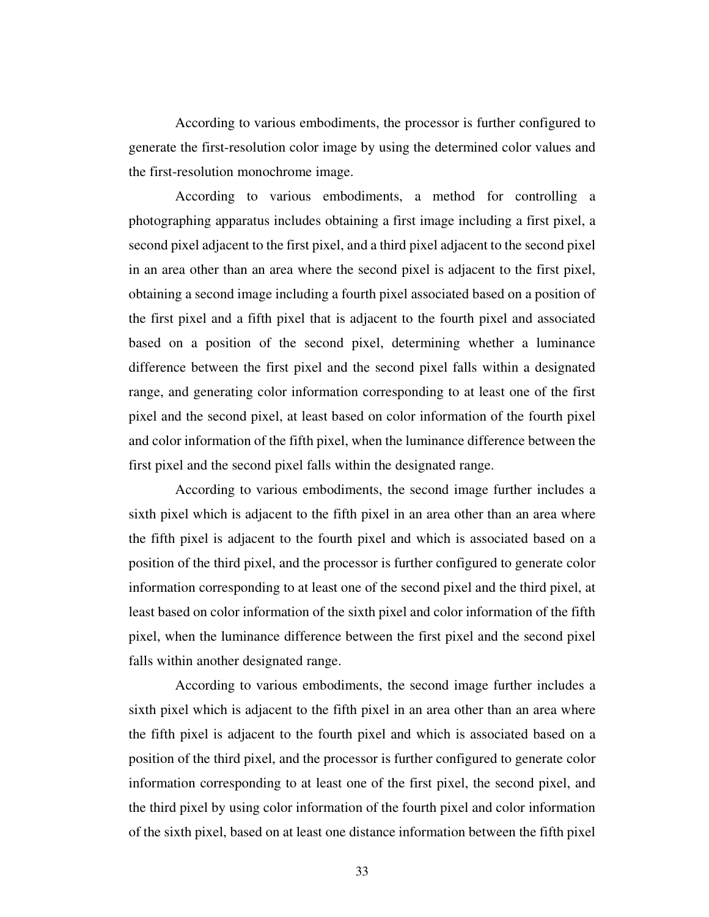According to various embodiments, the processor is further configured to generate the first-resolution color image by using the determined color values and the first-resolution monochrome image.

According to various embodiments, a method for controlling a photographing apparatus includes obtaining a first image including a first pixel, a second pixel adjacent to the first pixel, and a third pixel adjacent to the second pixel in an area other than an area where the second pixel is adjacent to the first pixel, obtaining a second image including a fourth pixel associated based on a position of the first pixel and a fifth pixel that is adjacent to the fourth pixel and associated based on a position of the second pixel, determining whether a luminance difference between the first pixel and the second pixel falls within a designated range, and generating color information corresponding to at least one of the first pixel and the second pixel, at least based on color information of the fourth pixel and color information of the fifth pixel, when the luminance difference between the first pixel and the second pixel falls within the designated range.

According to various embodiments, the second image further includes a sixth pixel which is adjacent to the fifth pixel in an area other than an area where the fifth pixel is adjacent to the fourth pixel and which is associated based on a position of the third pixel, and the processor is further configured to generate color information corresponding to at least one of the second pixel and the third pixel, at least based on color information of the sixth pixel and color information of the fifth pixel, when the luminance difference between the first pixel and the second pixel falls within another designated range.

According to various embodiments, the second image further includes a sixth pixel which is adjacent to the fifth pixel in an area other than an area where the fifth pixel is adjacent to the fourth pixel and which is associated based on a position of the third pixel, and the processor is further configured to generate color information corresponding to at least one of the first pixel, the second pixel, and the third pixel by using color information of the fourth pixel and color information of the sixth pixel, based on at least one distance information between the fifth pixel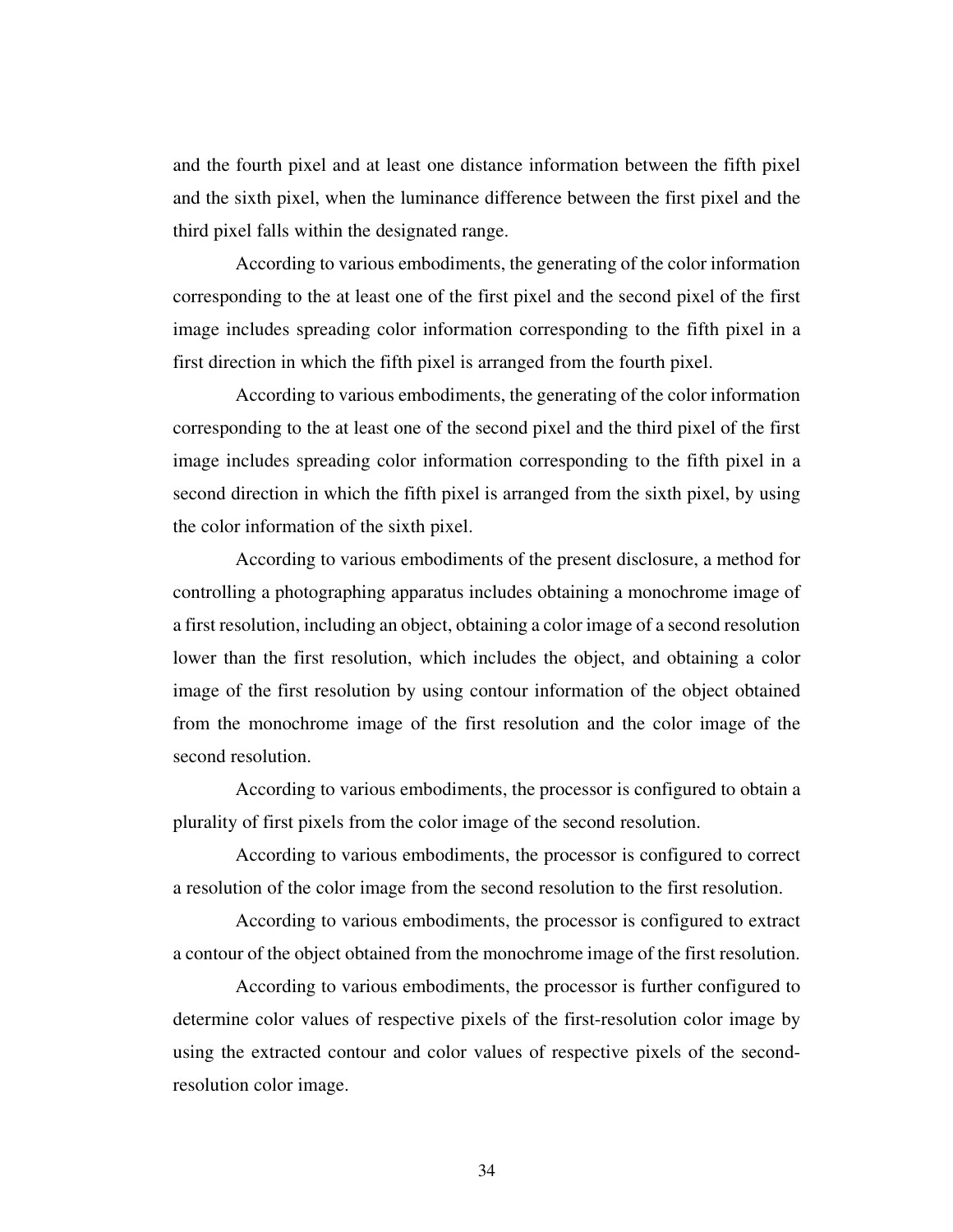and the fourth pixel and at least one distance information between the fifth pixel and the sixth pixel, when the luminance difference between the first pixel and the third pixel falls within the designated range.

According to various embodiments, the generating of the color information corresponding to the at least one of the first pixel and the second pixel of the first image includes spreading color information corresponding to the fifth pixel in a first direction in which the fifth pixel is arranged from the fourth pixel.

According to various embodiments, the generating of the color information corresponding to the at least one of the second pixel and the third pixel of the first image includes spreading color information corresponding to the fifth pixel in a second direction in which the fifth pixel is arranged from the sixth pixel, by using the color information of the sixth pixel.

According to various embodiments of the present disclosure, a method for controlling a photographing apparatus includes obtaining a monochrome image of a first resolution, including an object, obtaining a color image of a second resolution lower than the first resolution, which includes the object, and obtaining a color image of the first resolution by using contour information of the object obtained from the monochrome image of the first resolution and the color image of the second resolution.

According to various embodiments, the processor is configured to obtain a plurality of first pixels from the color image of the second resolution.

According to various embodiments, the processor is configured to correct a resolution of the color image from the second resolution to the first resolution.

According to various embodiments, the processor is configured to extract a contour of the object obtained from the monochrome image of the first resolution.

According to various embodiments, the processor is further configured to determine color values of respective pixels of the first-resolution color image by using the extracted contour and color values of respective pixels of the second-resolution color image.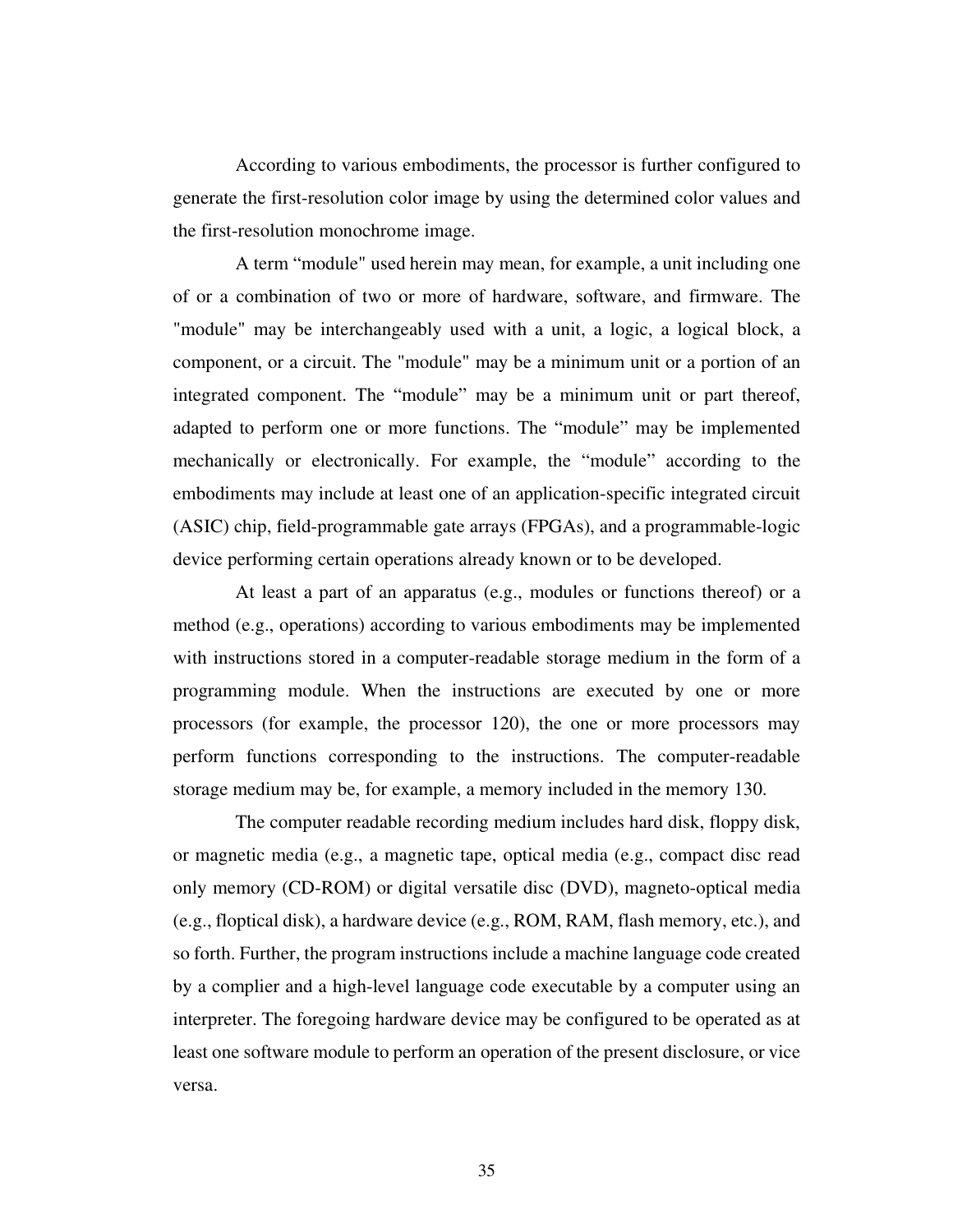According to various embodiments, the processor is further configured to generate the first-resolution color image by using the determined color values and the first-resolution monochrome image.

A term “module" used herein may mean, for example, a unit including one of or a combination of two or more of hardware, software, and firmware. The "module" may be interchangeably used with a unit, a logic, a logical block, a component, or a circuit. The "module" may be a minimum unit or a portion of an integrated component. The “module” may be a minimum unit or part thereof, adapted to perform one or more functions. The “module” may be implemented mechanically or electronically. For example, the “module” according to the embodiments may include at least one of an application-specific integrated circuit (ASIC) chip, field-programmable gate arrays (FPGAs), and a programmable-logic device performing certain operations already known or to be developed.

At least a part of an apparatus (e.g., modules or functions thereof) or a method (e.g., operations) according to various embodiments may be implemented with instructions stored in a computer-readable storage medium in the form of a programming module. When the instructions are executed by one or more processors (for example, the processor 120), the one or more processors may perform functions corresponding to the instructions. The computer-readable storage medium may be, for example, a memory included in the memory 130.

The computer readable recording medium includes hard disk, floppy disk, or magnetic media (e.g., a magnetic tape, optical media (e.g., compact disc read only memory (CD-ROM) or digital versatile disc (DVD), magneto-optical media (e.g., floptical disk), a hardware device (e.g., ROM, RAM, flash memory, etc.), and so forth. Further, the program instructions include a machine language code created by a complier and a high-level language code executable by a computer using an interpreter. The foregoing hardware device may be configured to be operated as at least one software module to perform an operation of the present disclosure, or vice versa.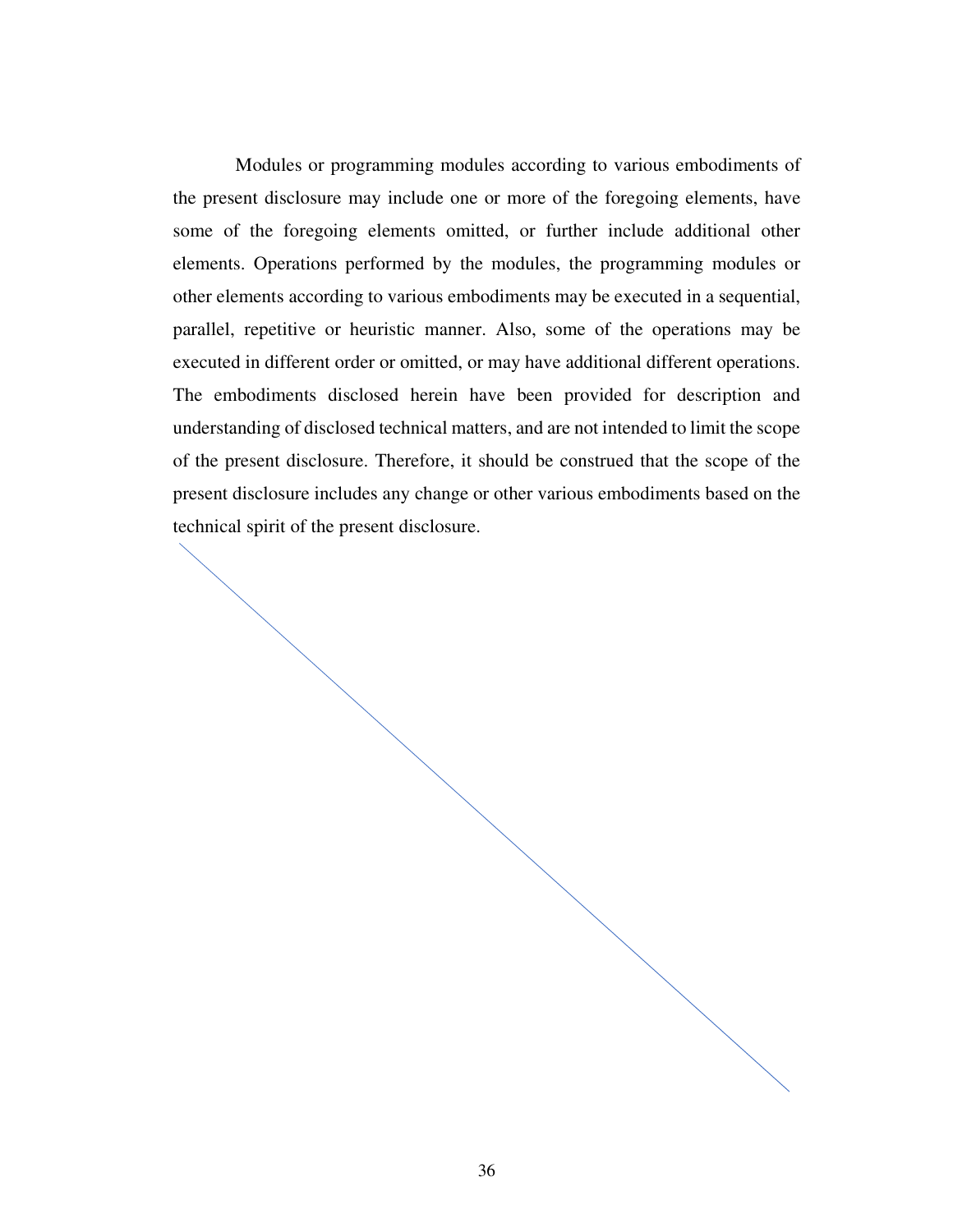Modules or programming modules according to various embodiments of the present disclosure may include one or more of the foregoing elements, have some of the foregoing elements omitted, or further include additional other elements. Operations performed by the modules, the programming modules or other elements according to various embodiments may be executed in a sequential, parallel, repetitive or heuristic manner. Also, some of the operations may be executed in different order or omitted, or may have additional different operations. The embodiments disclosed herein have been provided for description and understanding of disclosed technical matters, and are not intended to limit the scope of the present disclosure. Therefore, it should be construed that the scope of the present disclosure includes any change or other various embodiments based on the technical spirit of the present disclosure.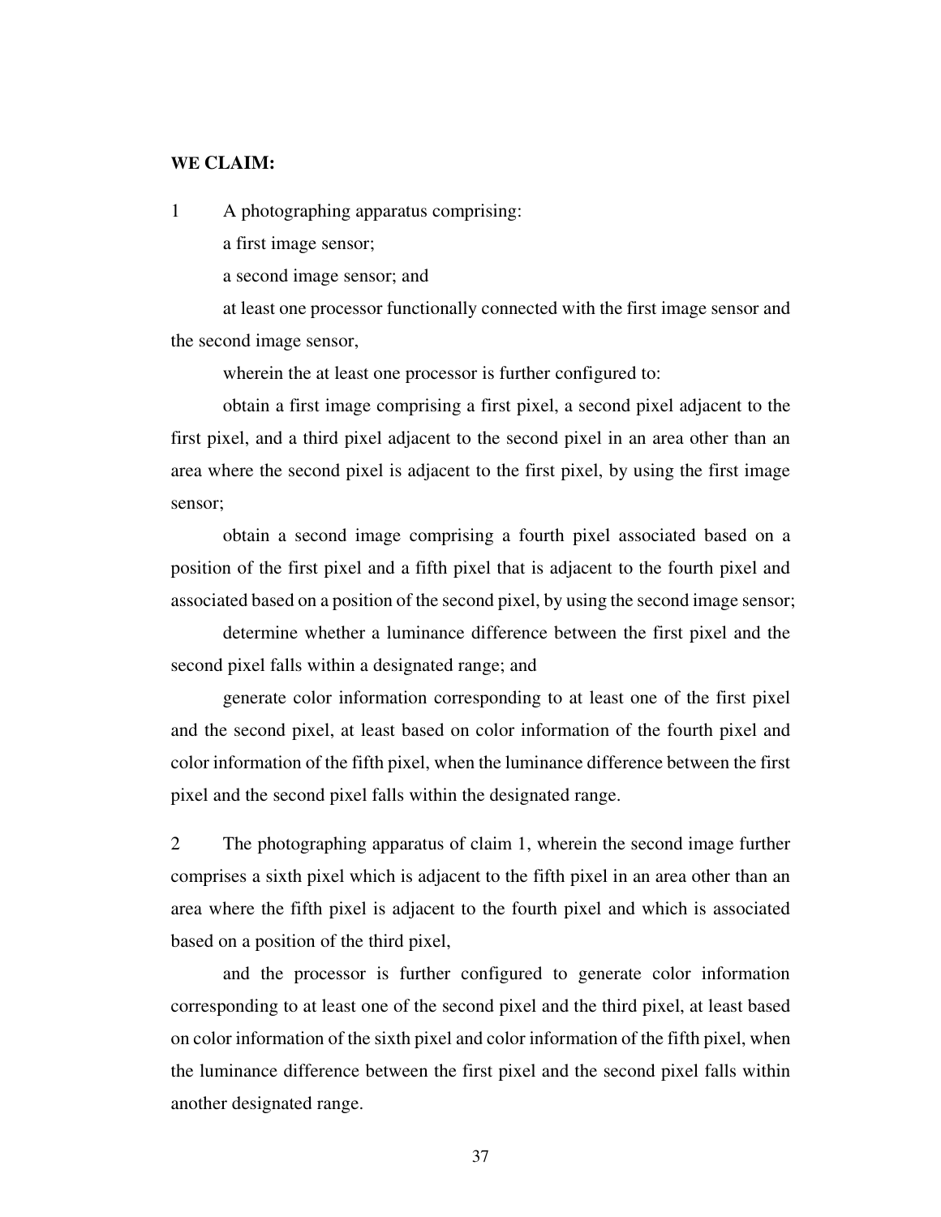**WE CLAIM:**

1 A photographing apparatus comprising:

a first image sensor;

a second image sensor; and

at least one processor functionally connected with the first image sensor and the second image sensor,

wherein the at least one processor is further configured to:

obtain a first image comprising a first pixel, a second pixel adjacent to the first pixel, and a third pixel adjacent to the second pixel in an area other than an area where the second pixel is adjacent to the first pixel, by using the first image sensor;

obtain a second image comprising a fourth pixel associated based on a position of the first pixel and a fifth pixel that is adjacent to the fourth pixel and associated based on a position of the second pixel, by using the second image sensor;

determine whether a luminance difference between the first pixel and the second pixel falls within a designated range; and

generate color information corresponding to at least one of the first pixel and the second pixel, at least based on color information of the fourth pixel and color information of the fifth pixel, when the luminance difference between the first pixel and the second pixel falls within the designated range.

2 The photographing apparatus of claim 1, wherein the second image further comprises a sixth pixel which is adjacent to the fifth pixel in an area other than an area where the fifth pixel is adjacent to the fourth pixel and which is associated based on a position of the third pixel,

and the processor is further configured to generate color information corresponding to at least one of the second pixel and the third pixel, at least based on color information of the sixth pixel and color information of the fifth pixel, when the luminance difference between the first pixel and the second pixel falls within another designated range.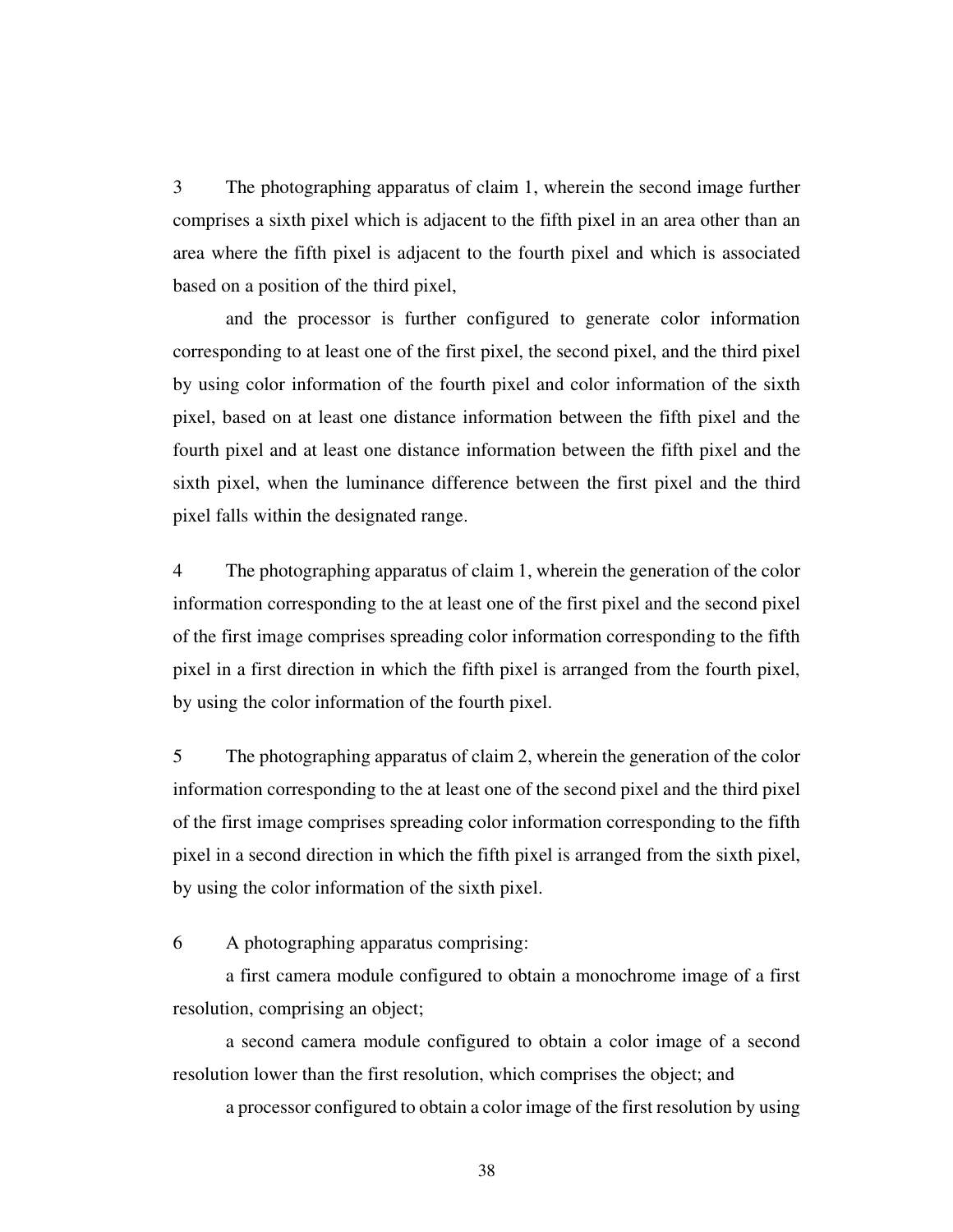3 The photographing apparatus of claim 1, wherein the second image further comprises a sixth pixel which is adjacent to the fifth pixel in an area other than an area where the fifth pixel is adjacent to the fourth pixel and which is associated based on a position of the third pixel,

and the processor is further configured to generate color information corresponding to at least one of the first pixel, the second pixel, and the third pixel by using color information of the fourth pixel and color information of the sixth pixel, based on at least one distance information between the fifth pixel and the fourth pixel and at least one distance information between the fifth pixel and the sixth pixel, when the luminance difference between the first pixel and the third pixel falls within the designated range.

4 The photographing apparatus of claim 1, wherein the generation of the color information corresponding to the at least one of the first pixel and the second pixel of the first image comprises spreading color information corresponding to the fifth pixel in a first direction in which the fifth pixel is arranged from the fourth pixel, by using the color information of the fourth pixel.

5 The photographing apparatus of claim 2, wherein the generation of the color information corresponding to the at least one of the second pixel and the third pixel of the first image comprises spreading color information corresponding to the fifth pixel in a second direction in which the fifth pixel is arranged from the sixth pixel, by using the color information of the sixth pixel.

6 A photographing apparatus comprising:

a first camera module configured to obtain a monochrome image of a first resolution, comprising an object;

a second camera module configured to obtain a color image of a second resolution lower than the first resolution, which comprises the object; and

a processor configured to obtain a color image of the first resolution by using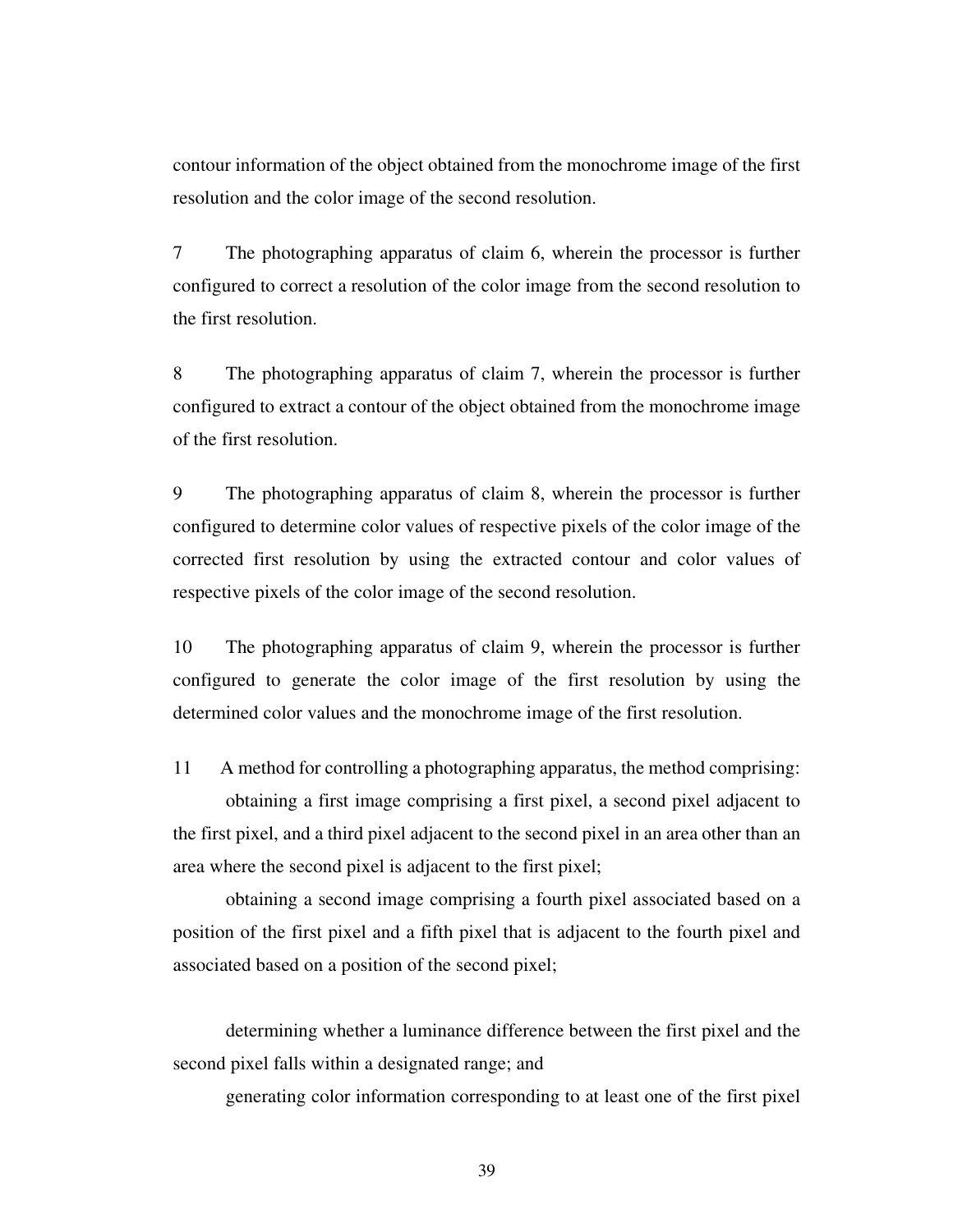contour information of the object obtained from the monochrome image of the first resolution and the color image of the second resolution.

7 The photographing apparatus of claim 6, wherein the processor is further configured to correct a resolution of the color image from the second resolution to the first resolution.

8 The photographing apparatus of claim 7, wherein the processor is further configured to extract a contour of the object obtained from the monochrome image of the first resolution.

9 The photographing apparatus of claim 8, wherein the processor is further configured to determine color values of respective pixels of the color image of the corrected first resolution by using the extracted contour and color values of respective pixels of the color image of the second resolution.

10 The photographing apparatus of claim 9, wherein the processor is further configured to generate the color image of the first resolution by using the determined color values and the monochrome image of the first resolution.

11 A method for controlling a photographing apparatus, the method comprising:

obtaining a first image comprising a first pixel, a second pixel adjacent to the first pixel, and a third pixel adjacent to the second pixel in an area other than an area where the second pixel is adjacent to the first pixel;

obtaining a second image comprising a fourth pixel associated based on a position of the first pixel and a fifth pixel that is adjacent to the fourth pixel and associated based on a position of the second pixel;

determining whether a luminance difference between the first pixel and the second pixel falls within a designated range; and

generating color information corresponding to at least one of the first pixel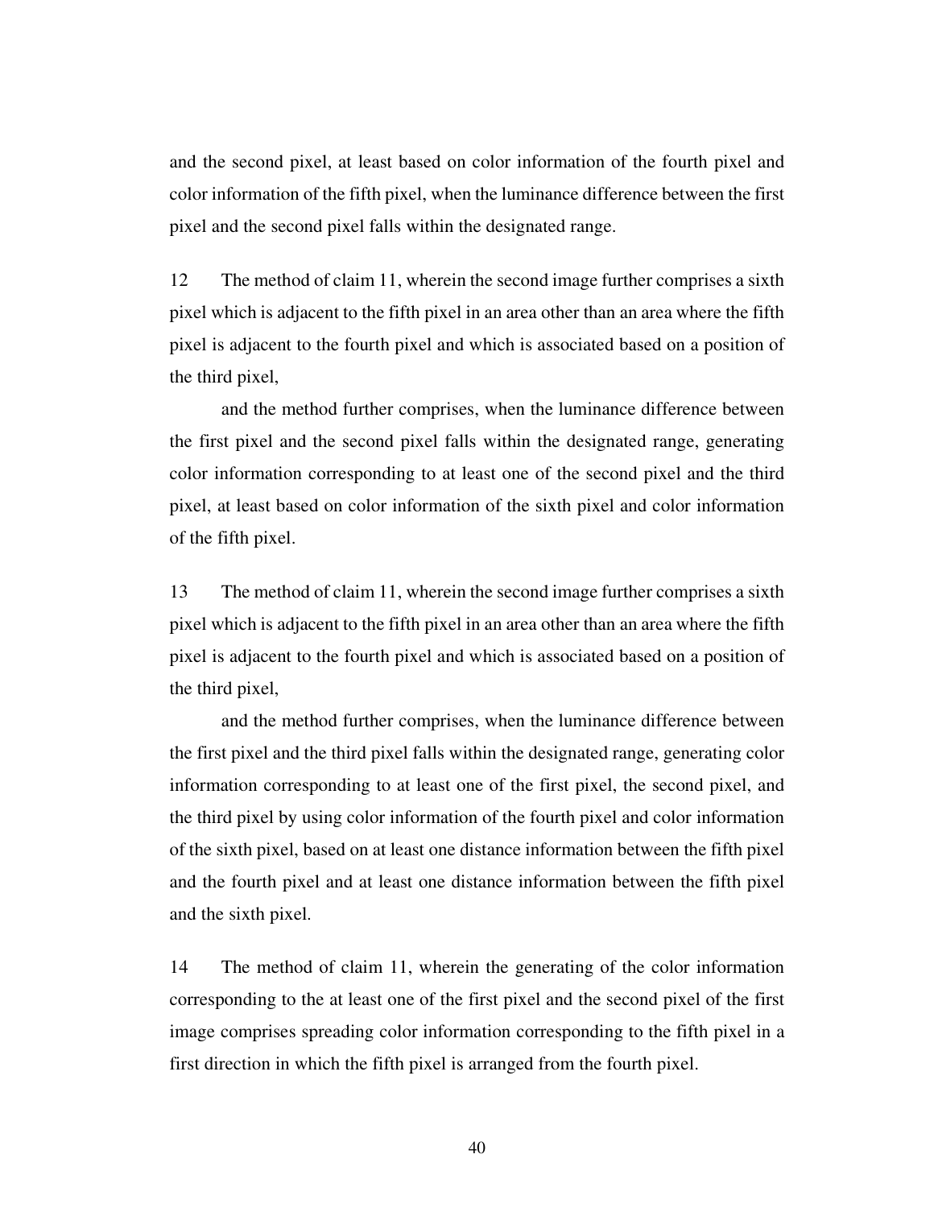and the second pixel, at least based on color information of the fourth pixel and color information of the fifth pixel, when the luminance difference between the first pixel and the second pixel falls within the designated range.

12 The method of claim 11, wherein the second image further comprises a sixth pixel which is adjacent to the fifth pixel in an area other than an area where the fifth pixel is adjacent to the fourth pixel and which is associated based on a position of the third pixel,

and the method further comprises, when the luminance difference between the first pixel and the second pixel falls within the designated range, generating color information corresponding to at least one of the second pixel and the third pixel, at least based on color information of the sixth pixel and color information of the fifth pixel.

13 The method of claim 11, wherein the second image further comprises a sixth pixel which is adjacent to the fifth pixel in an area other than an area where the fifth pixel is adjacent to the fourth pixel and which is associated based on a position of the third pixel,

and the method further comprises, when the luminance difference between the first pixel and the third pixel falls within the designated range, generating color information corresponding to at least one of the first pixel, the second pixel, and the third pixel by using color information of the fourth pixel and color information of the sixth pixel, based on at least one distance information between the fifth pixel and the fourth pixel and at least one distance information between the fifth pixel and the sixth pixel.

14 The method of claim 11, wherein the generating of the color information corresponding to the at least one of the first pixel and the second pixel of the first image comprises spreading color information corresponding to the fifth pixel in a first direction in which the fifth pixel is arranged from the fourth pixel.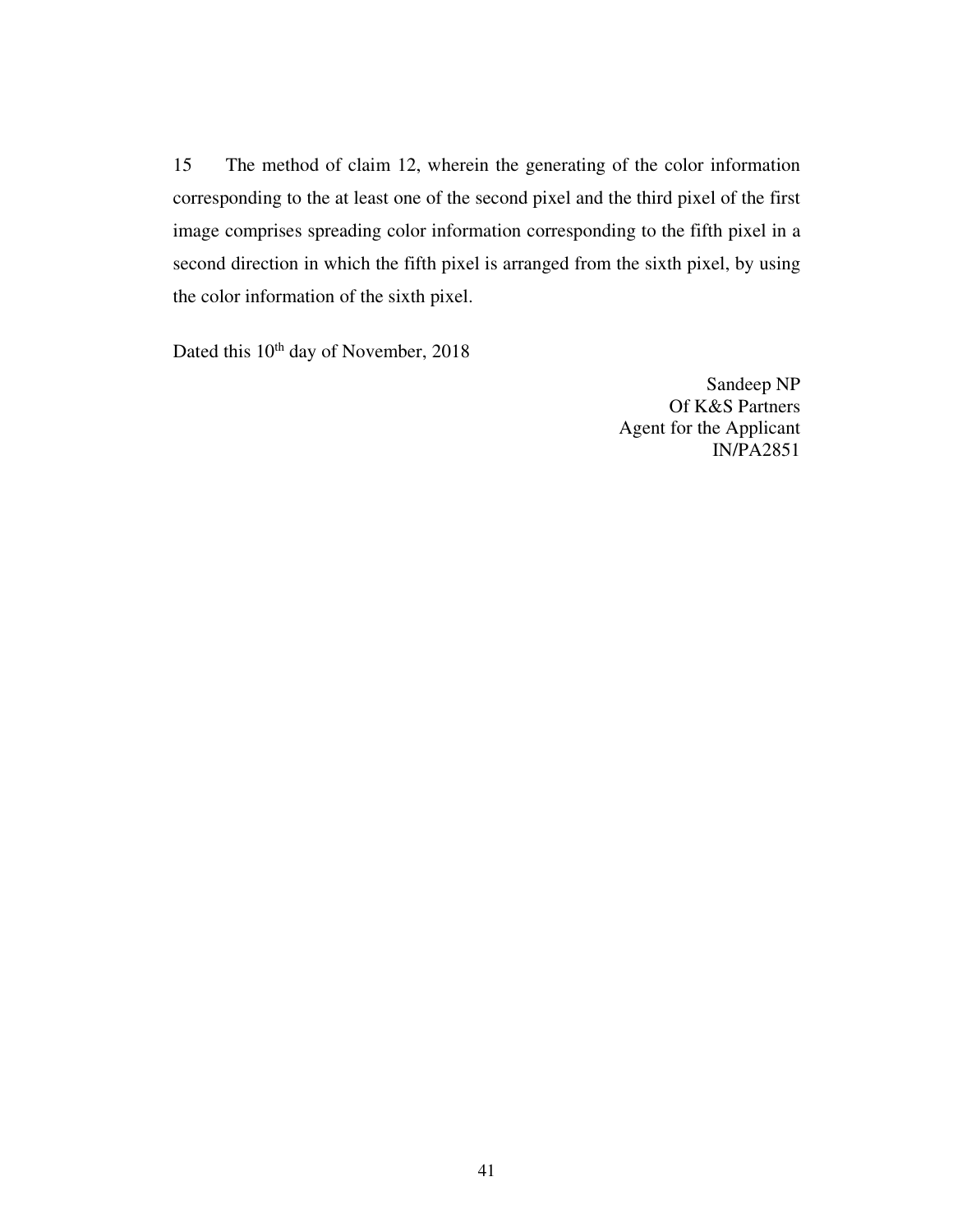15 The method of claim 12, wherein the generating of the color information corresponding to the at least one of the second pixel and the third pixel of the first image comprises spreading color information corresponding to the fifth pixel in a second direction in which the fifth pixel is arranged from the sixth pixel, by using the color information of the sixth pixel.

Dated this 10th day of November, 2018

Sandeep NP
Of K&S Partners
Agent for the Applicant
IN/PA2851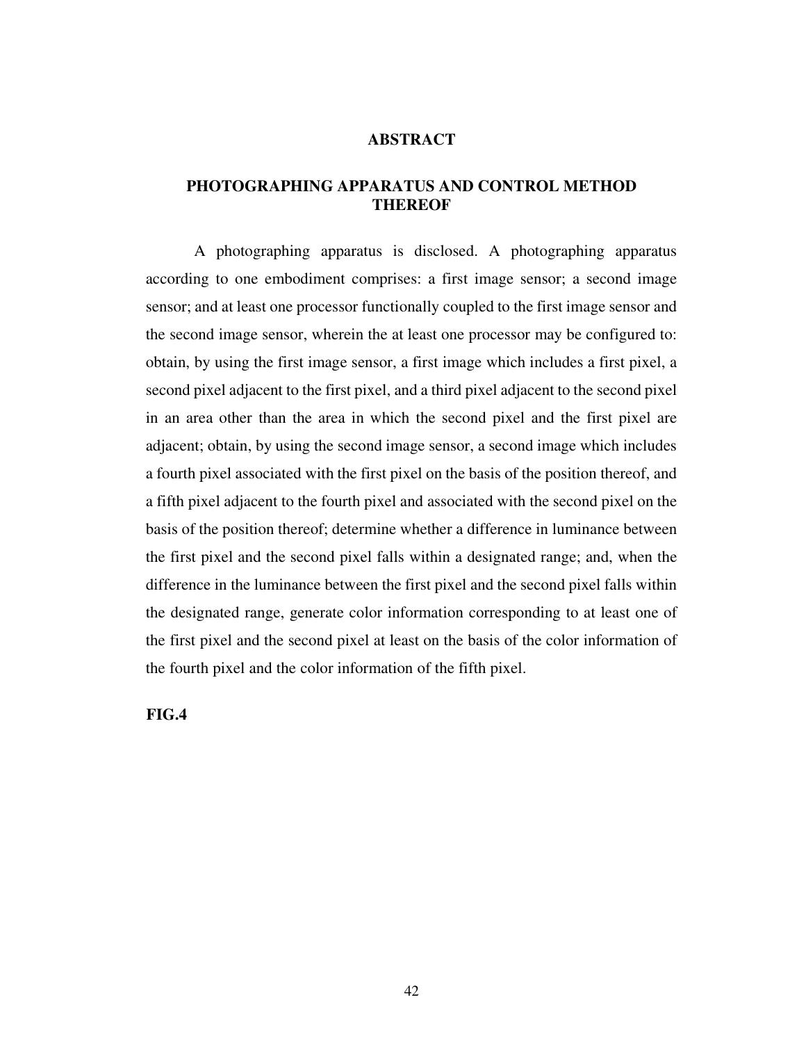# ABSTRACT

## PHOTOGRAPHING APPARATUS AND CONTROL METHOD THEREOF

A photographing apparatus is disclosed. A photographing apparatus according to one embodiment comprises: a first image sensor; a second image sensor; and at least one processor functionally coupled to the first image sensor and the second image sensor, wherein the at least one processor may be configured to: obtain, by using the first image sensor, a first image which includes a first pixel, a second pixel adjacent to the first pixel, and a third pixel adjacent to the second pixel in an area other than the area in which the second pixel and the first pixel are adjacent; obtain, by using the second image sensor, a second image which includes a fourth pixel associated with the first pixel on the basis of the position thereof, and a fifth pixel adjacent to the fourth pixel and associated with the second pixel on the basis of the position thereof; determine whether a difference in luminance between the first pixel and the second pixel falls within a designated range; and, when the difference in the luminance between the first pixel and the second pixel falls within the designated range, generate color information corresponding to at least one of the first pixel and the second pixel at least on the basis of the color information of the fourth pixel and the color information of the fifth pixel.

**FIG.4**